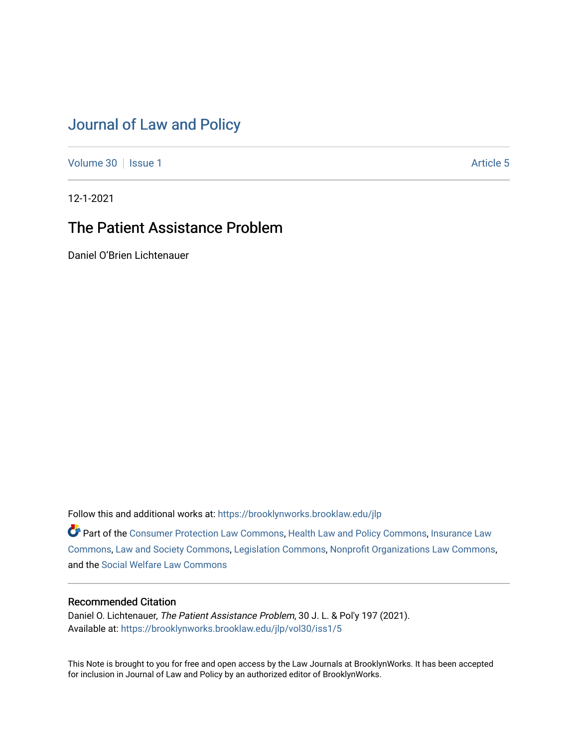# Journal of Law and Policy

Volume 30 | Issue 1 | Article 5

12-1-2021

## The Patient Assistance Problem

Daniel O'Brien Lichtenauer

Follow this and additional works at: https://brooklynworks.brooklaw.edu/jlp

Part of the Consumer Protection Law Commons, Health Law and Policy Commons, Insurance Law Commons, Law and Society Commons, Legislation Commons, Nonprofit Organizations Law Commons, and the Social Welfare Law Commons

### Recommended Citation

Daniel O. Lichtenauer, *The Patient Assistance Problem*, 30 J. L. & Pol'y 197 (2021).
Available at: https://brooklynworks.brooklaw.edu/jlp/vol30/iss1/5

This Note is brought to you for free and open access by the Law Journals at BrooklynWorks. It has been accepted for inclusion in Journal of Law and Policy by an authorized editor of BrooklynWorks.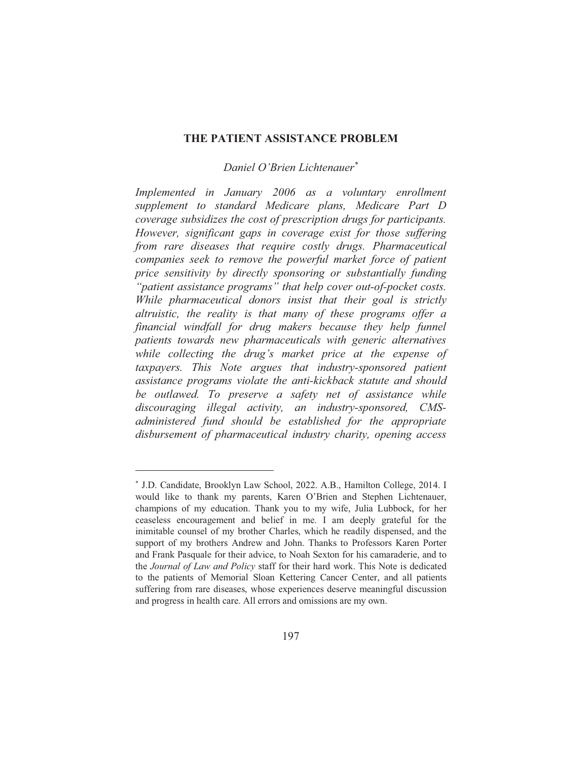# THE PATIENT ASSISTANCE PROBLEM

*Daniel O'Brien Lichtenauer*[*]

*Implemented in January 2006 as a voluntary enrollment supplement to standard Medicare plans, Medicare Part D coverage subsidizes the cost of prescription drugs for participants. However, significant gaps in coverage exist for those suffering from rare diseases that require costly drugs. Pharmaceutical companies seek to remove the powerful market force of patient price sensitivity by directly sponsoring or substantially funding "patient assistance programs" that help cover out-of-pocket costs. While pharmaceutical donors insist that their goal is strictly altruistic, the reality is that many of these programs offer a financial windfall for drug makers because they help funnel patients towards new pharmaceuticals with generic alternatives while collecting the drug's market price at the expense of taxpayers. This Note argues that industry-sponsored patient assistance programs violate the anti-kickback statute and should be outlawed. To preserve a safety net of assistance while discouraging illegal activity, an industry-sponsored, CMS-administered fund should be established for the appropriate disbursement of pharmaceutical industry charity, opening access*

---

[*] J.D. Candidate, Brooklyn Law School, 2022. A.B., Hamilton College, 2014. I would like to thank my parents, Karen O'Brien and Stephen Lichtenauer, champions of my education. Thank you to my wife, Julia Lubbock, for her ceaseless encouragement and belief in me. I am deeply grateful for the inimitable counsel of my brother Charles, which he readily dispensed, and the support of my brothers Andrew and John. Thanks to Professors Karen Porter and Frank Pasquale for their advice, to Noah Sexton for his camaraderie, and to the *Journal of Law and Policy* staff for their hard work. This Note is dedicated to the patients of Memorial Sloan Kettering Cancer Center, and all patients suffering from rare diseases, whose experiences deserve meaningful discussion and progress in health care. All errors and omissions are my own.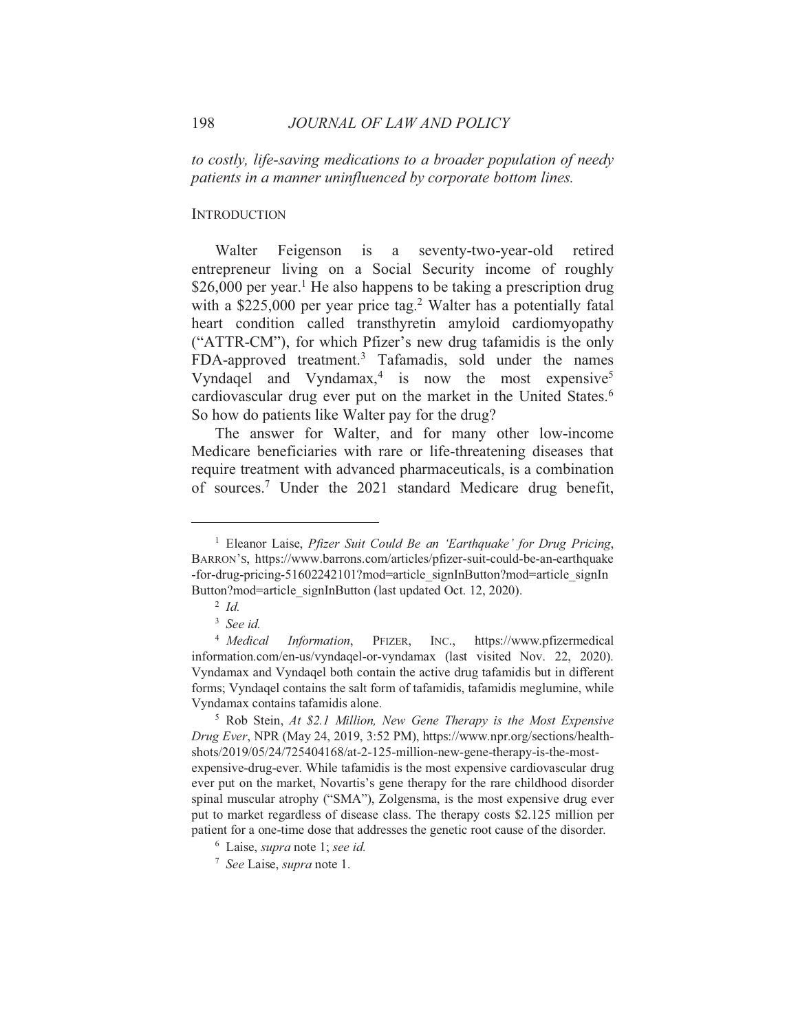*to costly, life-saving medications to a broader population of needy patients in a manner uninfluenced by corporate bottom lines.*

## INTRODUCTION

Walter Feigenson is a seventy-two-year-old retired entrepreneur living on a Social Security income of roughly \$26,000 per year.[1] He also happens to be taking a prescription drug with a \$225,000 per year price tag.[2] Walter has a potentially fatal heart condition called transthyretin amyloid cardiomyopathy ("ATTR-CM"), for which Pfizer's new drug tafamidis is the only FDA-approved treatment.[3] Tafamadis, sold under the names Vyndaqel and Vyndamax,[4] is now the most expensive[5] cardiovascular drug ever put on the market in the United States.[6] So how do patients like Walter pay for the drug?

The answer for Walter, and for many other low-income Medicare beneficiaries with rare or life-threatening diseases that require treatment with advanced pharmaceuticals, is a combination of sources.[7] Under the 2021 standard Medicare drug benefit,

---

[1] Eleanor Laise, *Pfizer Suit Could Be an 'Earthquake' for Drug Pricing*, BARRON'S, https://www.barrons.com/articles/pfizer-suit-could-be-an-earthquake-for-drug-pricing-51602242101?mod=article_signInButton?mod=article_signInButton?mod=article_signInButton (last updated Oct. 12, 2020).

[2] *Id.*

[3] *See id.*

[4] *Medical Information*, PFIZER, INC., https://www.pfizermedicalinformation.com/en-us/vyndaqel-or-vyndamax (last visited Nov. 22, 2020). Vyndamax and Vyndaqel both contain the active drug tafamidis but in different forms; Vyndaqel contains the salt form of tafamidis, tafamidis meglumine, while Vyndamax contains tafamidis alone.

[5] Rob Stein, *At \$2.1 Million, New Gene Therapy is the Most Expensive Drug Ever*, NPR (May 24, 2019, 3:52 PM), https://www.npr.org/sections/health-shots/2019/05/24/725404168/at-2-125-million-new-gene-therapy-is-the-most-expensive-drug-ever. While tafamidis is the most expensive cardiovascular drug ever put on the market, Novartis's gene therapy for the rare childhood disorder spinal muscular atrophy ("SMA"), Zolgensma, is the most expensive drug ever put to market regardless of disease class. The therapy costs \$2.125 million per patient for a one-time dose that addresses the genetic root cause of the disorder.

[6] Laise, *supra* note 1; *see id.*

[7] *See* Laise, *supra* note 1.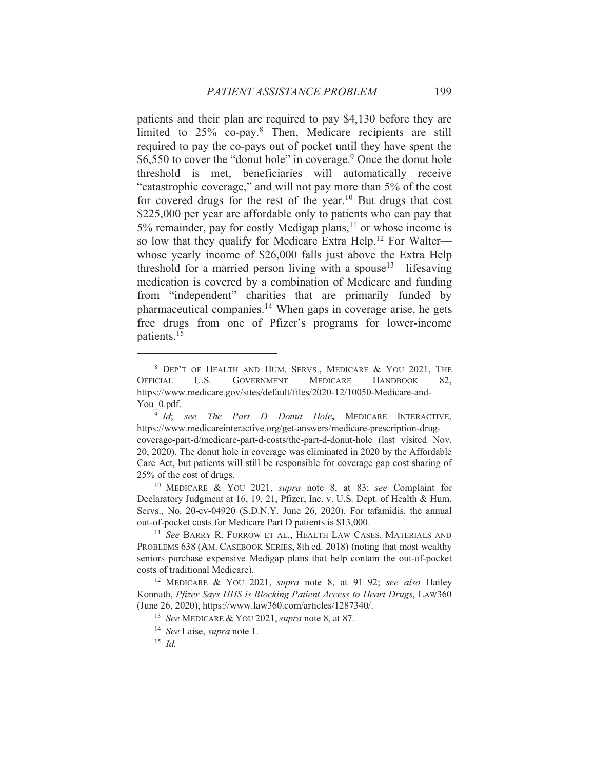patients and their plan are required to pay $4,130 before they are limited to 25% co-pay.[8] Then, Medicare recipients are still required to pay the co-pays out of pocket until they have spent the $6,550 to cover the "donut hole" in coverage.[9] Once the donut hole threshold is met, beneficiaries will automatically receive "catastrophic coverage," and will not pay more than 5% of the cost for covered drugs for the rest of the year.[10] But drugs that cost $225,000 per year are affordable only to patients who can pay that 5% remainder, pay for costly Medigap plans,[11] or whose income is so low that they qualify for Medicare Extra Help.[12] For Walter—whose yearly income of $26,000 falls just above the Extra Help threshold for a married person living with a spouse[13]—lifesaving medication is covered by a combination of Medicare and funding from "independent" charities that are primarily funded by pharmaceutical companies.[14] When gaps in coverage arise, he gets free drugs from one of Pfizer's programs for lower-income patients.[15]

---

[8] DEP'T OF HEALTH AND HUM. SERVS., MEDICARE & YOU 2021, THE OFFICIAL U.S. GOVERNMENT MEDICARE HANDBOOK 82, https://www.medicare.gov/sites/default/files/2020-12/10050-Medicare-and-You_0.pdf.

[9] *Id*; *see The Part D Donut Hole***,** MEDICARE INTERACTIVE, https://www.medicareinteractive.org/get-answers/medicare-prescription-drug-coverage-part-d/medicare-part-d-costs/the-part-d-donut-hole (last visited Nov. 20, 2020). The donut hole in coverage was eliminated in 2020 by the Affordable Care Act, but patients will still be responsible for coverage gap cost sharing of 25% of the cost of drugs.

[10] MEDICARE & YOU 2021, *supra* note 8, at 83; *see* Complaint for Declaratory Judgment at 16, 19, 21, Pfizer, Inc. v. U.S. Dept. of Health & Hum. Servs., No. 20-cv-04920 (S.D.N.Y. June 26, 2020). For tafamidis, the annual out-of-pocket costs for Medicare Part D patients is $13,000.

[11] *See* BARRY R. FURROW ET AL., HEALTH LAW CASES, MATERIALS AND PROBLEMS 638 (AM. CASEBOOK SERIES, 8th ed. 2018) (noting that most wealthy seniors purchase expensive Medigap plans that help contain the out-of-pocket costs of traditional Medicare).

[12] MEDICARE & YOU 2021, *supra* note 8, at 91–92; *see also* Hailey Konnath, *Pfizer Says HHS is Blocking Patient Access to Heart Drugs*, LAW360 (June 26, 2020), https://www.law360.com/articles/1287340/.

[13] *See* MEDICARE & YOU 2021, *supra* note 8, at 87.

[14] *See* Laise, *supra* note 1.

[15] *Id.*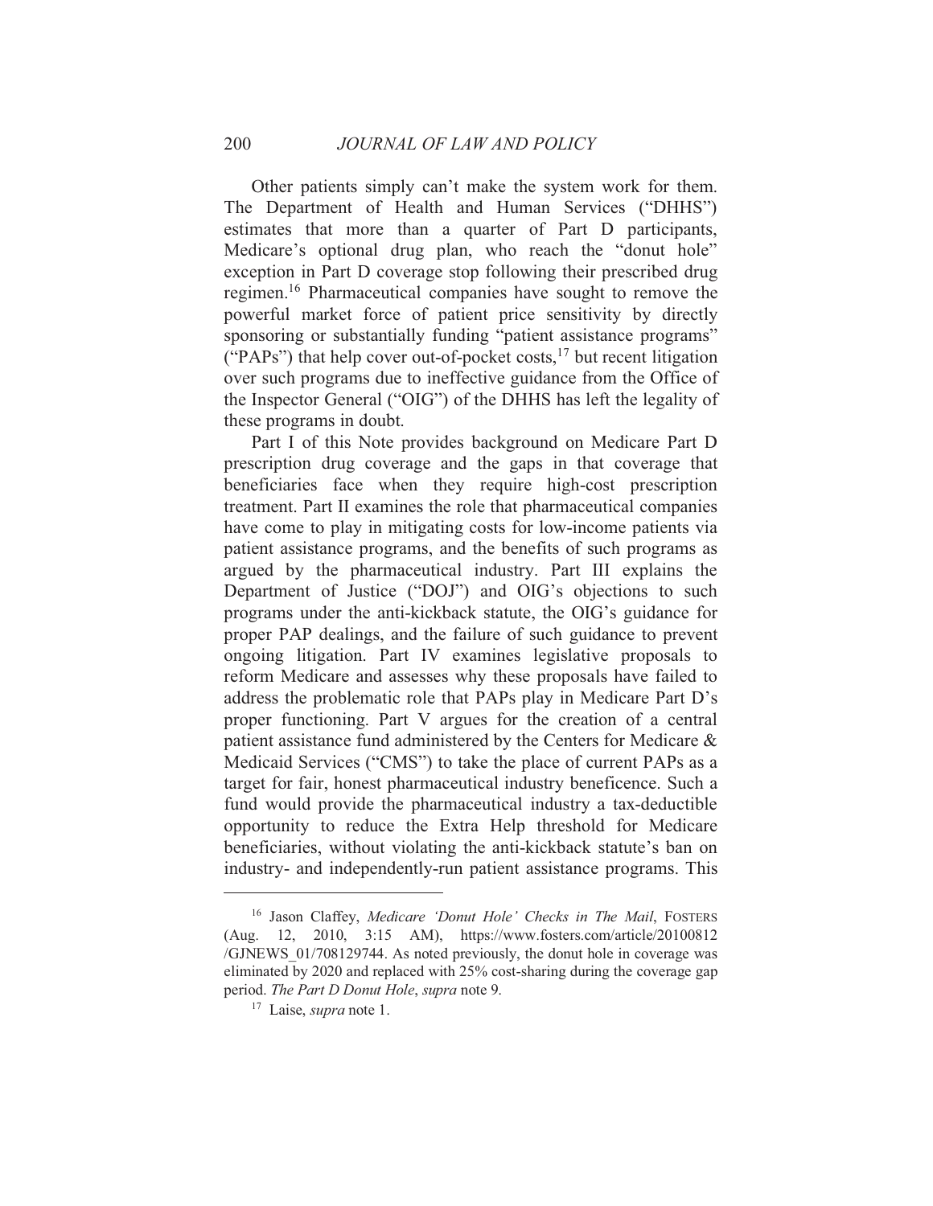Other patients simply can't make the system work for them. The Department of Health and Human Services ("DHHS") estimates that more than a quarter of Part D participants, Medicare's optional drug plan, who reach the "donut hole" exception in Part D coverage stop following their prescribed drug regimen.[16] Pharmaceutical companies have sought to remove the powerful market force of patient price sensitivity by directly sponsoring or substantially funding "patient assistance programs" ("PAPs") that help cover out-of-pocket costs,[17] but recent litigation over such programs due to ineffective guidance from the Office of the Inspector General ("OIG") of the DHHS has left the legality of these programs in doubt.

Part I of this Note provides background on Medicare Part D prescription drug coverage and the gaps in that coverage that beneficiaries face when they require high-cost prescription treatment. Part II examines the role that pharmaceutical companies have come to play in mitigating costs for low-income patients via patient assistance programs, and the benefits of such programs as argued by the pharmaceutical industry. Part III explains the Department of Justice ("DOJ") and OIG's objections to such programs under the anti-kickback statute, the OIG's guidance for proper PAP dealings, and the failure of such guidance to prevent ongoing litigation. Part IV examines legislative proposals to reform Medicare and assesses why these proposals have failed to address the problematic role that PAPs play in Medicare Part D's proper functioning. Part V argues for the creation of a central patient assistance fund administered by the Centers for Medicare & Medicaid Services ("CMS") to take the place of current PAPs as a target for fair, honest pharmaceutical industry beneficence. Such a fund would provide the pharmaceutical industry a tax-deductible opportunity to reduce the Extra Help threshold for Medicare beneficiaries, without violating the anti-kickback statute's ban on industry- and independently-run patient assistance programs. This

---

[16] Jason Claffey, *Medicare 'Donut Hole' Checks in The Mail*, FOSTERS (Aug. 12, 2010, 3:15 AM), https://www.fosters.com/article/20100812/GJNEWS_01/708129744. As noted previously, the donut hole in coverage was eliminated by 2020 and replaced with 25% cost-sharing during the coverage gap period. *The Part D Donut Hole*, *supra* note 9.

[17] Laise, *supra* note 1.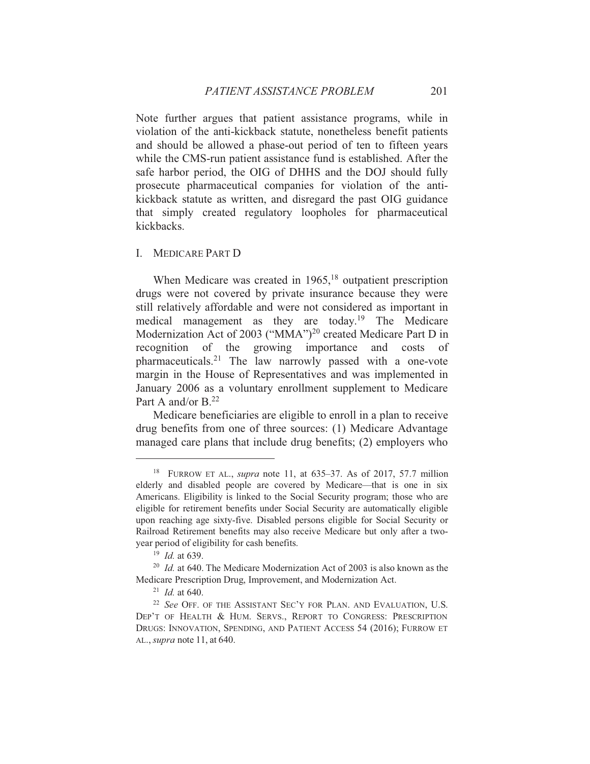Note further argues that patient assistance programs, while in violation of the anti-kickback statute, nonetheless benefit patients and should be allowed a phase-out period of ten to fifteen years while the CMS-run patient assistance fund is established. After the safe harbor period, the OIG of DHHS and the DOJ should fully prosecute pharmaceutical companies for violation of the anti-kickback statute as written, and disregard the past OIG guidance that simply created regulatory loopholes for pharmaceutical kickbacks.

## I. MEDICARE PART D

When Medicare was created in 1965,[18] outpatient prescription drugs were not covered by private insurance because they were still relatively affordable and were not considered as important in medical management as they are today.[19] The Medicare Modernization Act of 2003 ("MMA")[20] created Medicare Part D in recognition of the growing importance and costs of pharmaceuticals.[21] The law narrowly passed with a one-vote margin in the House of Representatives and was implemented in January 2006 as a voluntary enrollment supplement to Medicare Part A and/or B.[22]

Medicare beneficiaries are eligible to enroll in a plan to receive drug benefits from one of three sources: (1) Medicare Advantage managed care plans that include drug benefits; (2) employers who

---

[18] FURROW ET AL., *supra* note 11, at 635–37. As of 2017, 57.7 million elderly and disabled people are covered by Medicare—that is one in six Americans. Eligibility is linked to the Social Security program; those who are eligible for retirement benefits under Social Security are automatically eligible upon reaching age sixty-five. Disabled persons eligible for Social Security or Railroad Retirement benefits may also receive Medicare but only after a two-year period of eligibility for cash benefits.

[19] *Id.* at 639.

[20] *Id.* at 640. The Medicare Modernization Act of 2003 is also known as the Medicare Prescription Drug, Improvement, and Modernization Act.

[21] *Id.* at 640.

[22] *See* OFF. OF THE ASSISTANT SEC'Y FOR PLAN. AND EVALUATION, U.S. DEP'T OF HEALTH & HUM. SERVS., REPORT TO CONGRESS: PRESCRIPTION DRUGS: INNOVATION, SPENDING, AND PATIENT ACCESS 54 (2016); FURROW ET AL., *supra* note 11, at 640.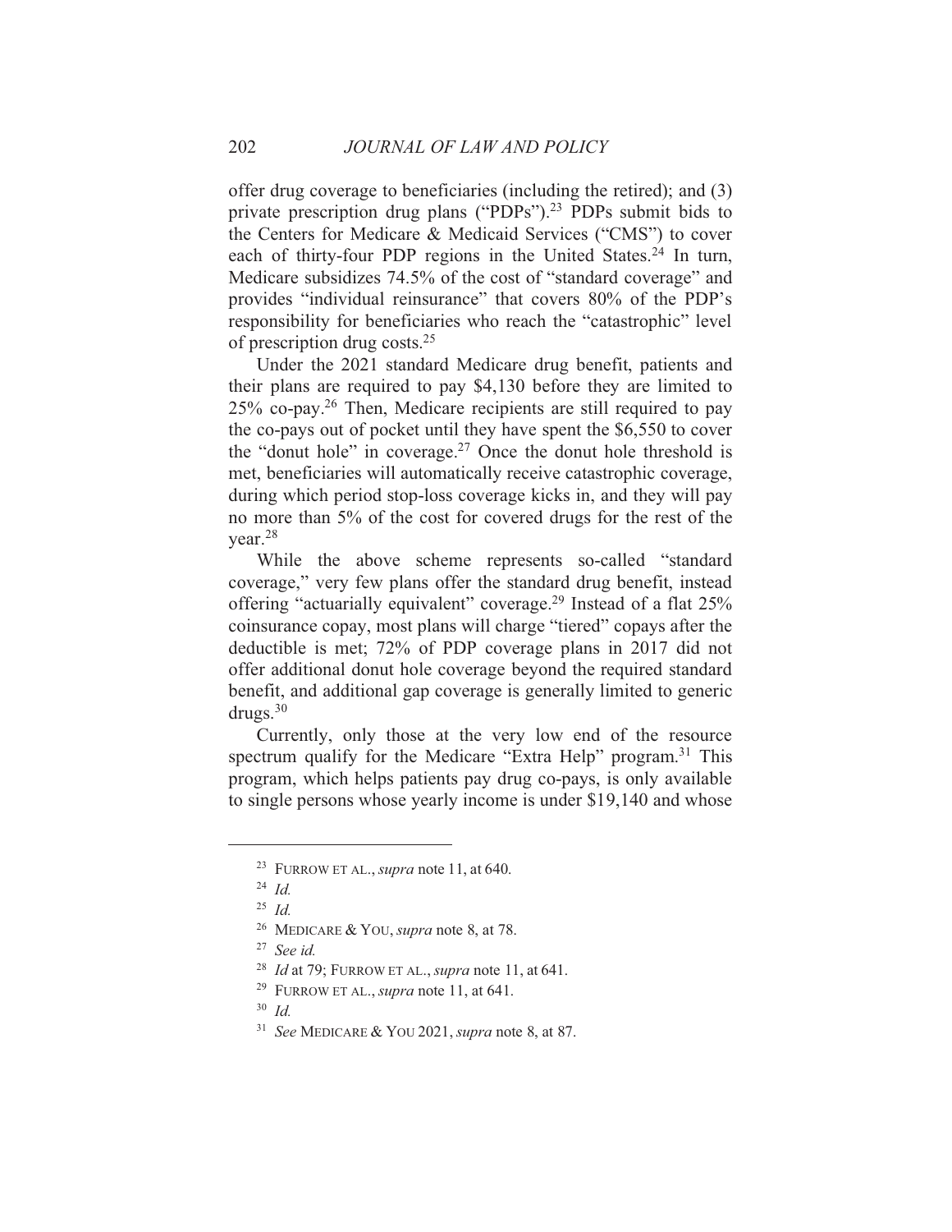offer drug coverage to beneficiaries (including the retired); and (3) private prescription drug plans ("PDPs").[23] PDPs submit bids to the Centers for Medicare & Medicaid Services ("CMS") to cover each of thirty-four PDP regions in the United States.[24] In turn, Medicare subsidizes 74.5% of the cost of "standard coverage" and provides "individual reinsurance" that covers 80% of the PDP's responsibility for beneficiaries who reach the "catastrophic" level of prescription drug costs.[25]

Under the 2021 standard Medicare drug benefit, patients and their plans are required to pay $4,130 before they are limited to 25% co-pay.[26] Then, Medicare recipients are still required to pay the co-pays out of pocket until they have spent the $6,550 to cover the "donut hole" in coverage.[27] Once the donut hole threshold is met, beneficiaries will automatically receive catastrophic coverage, during which period stop-loss coverage kicks in, and they will pay no more than 5% of the cost for covered drugs for the rest of the year.[28]

While the above scheme represents so-called "standard coverage," very few plans offer the standard drug benefit, instead offering "actuarially equivalent" coverage.[29] Instead of a flat 25% coinsurance copay, most plans will charge "tiered" copays after the deductible is met; 72% of PDP coverage plans in 2017 did not offer additional donut hole coverage beyond the required standard benefit, and additional gap coverage is generally limited to generic drugs.[30]

Currently, only those at the very low end of the resource spectrum qualify for the Medicare "Extra Help" program.[31] This program, which helps patients pay drug co-pays, is only available to single persons whose yearly income is under $19,140 and whose

---

[23] FURROW ET AL., *supra* note 11, at 640.

[24] *Id.*

[25] *Id.*

[26] MEDICARE & YOU, *supra* note 8, at 78.

[27] *See id.*

[28] *Id* at 79; FURROW ET AL., *supra* note 11, at 641.

[29] FURROW ET AL., *supra* note 11, at 641.

[30] *Id.*

[31] *See* MEDICARE & YOU 2021, *supra* note 8, at 87.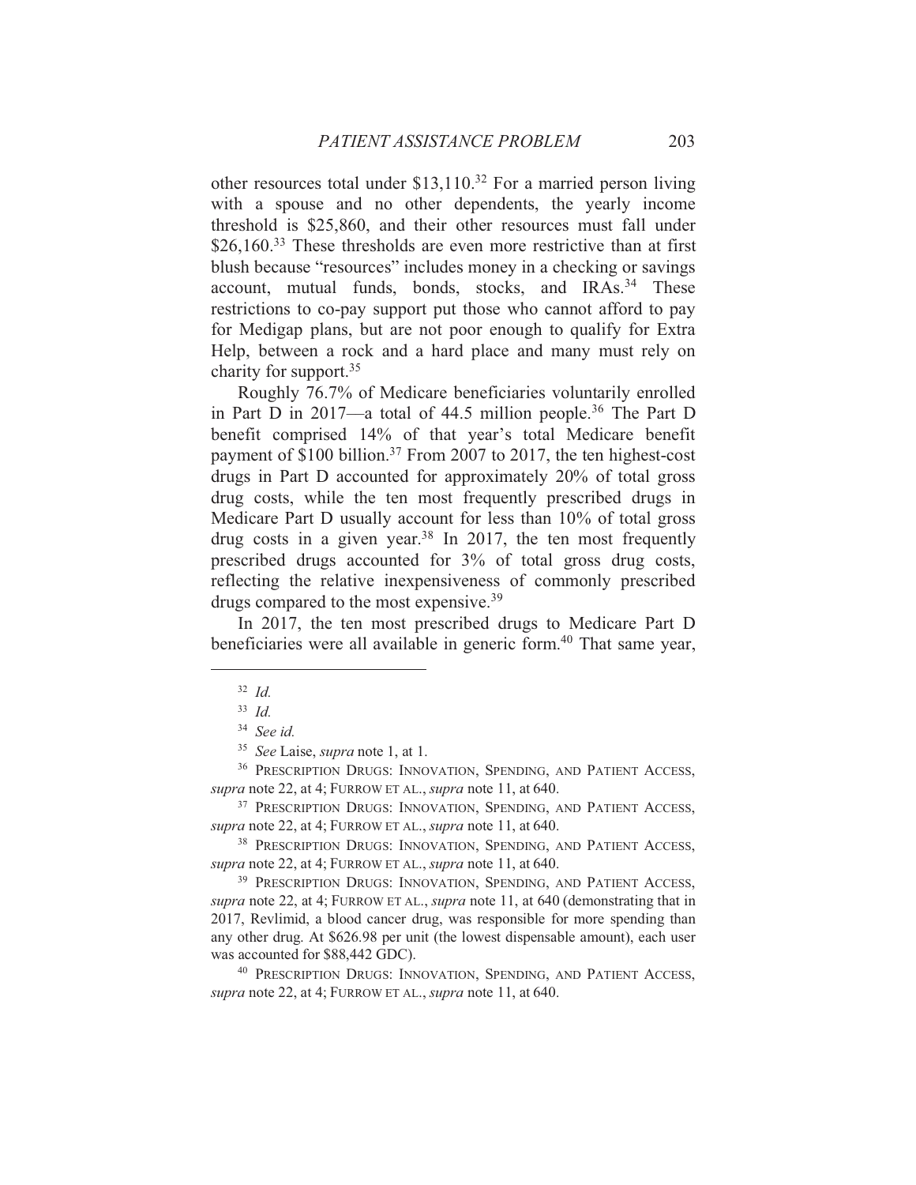other resources total under $13,110.[32] For a married person living with a spouse and no other dependents, the yearly income threshold is $25,860, and their other resources must fall under $26,160.[33] These thresholds are even more restrictive than at first blush because "resources" includes money in a checking or savings account, mutual funds, bonds, stocks, and IRAs.[34] These restrictions to co-pay support put those who cannot afford to pay for Medigap plans, but are not poor enough to qualify for Extra Help, between a rock and a hard place and many must rely on charity for support.[35]

Roughly 76.7% of Medicare beneficiaries voluntarily enrolled in Part D in 2017—a total of 44.5 million people.[36] The Part D benefit comprised 14% of that year's total Medicare benefit payment of $100 billion.[37] From 2007 to 2017, the ten highest-cost drugs in Part D accounted for approximately 20% of total gross drug costs, while the ten most frequently prescribed drugs in Medicare Part D usually account for less than 10% of total gross drug costs in a given year.[38] In 2017, the ten most frequently prescribed drugs accounted for 3% of total gross drug costs, reflecting the relative inexpensiveness of commonly prescribed drugs compared to the most expensive.[39]

In 2017, the ten most prescribed drugs to Medicare Part D beneficiaries were all available in generic form.[40] That same year,

---

[32] *Id.*

[33] *Id.*

[34] *See id.*

[35] *See* Laise, *supra* note 1, at 1.

[36] PRESCRIPTION DRUGS: INNOVATION, SPENDING, AND PATIENT ACCESS, *supra* note 22, at 4; FURROW ET AL., *supra* note 11, at 640.

[37] PRESCRIPTION DRUGS: INNOVATION, SPENDING, AND PATIENT ACCESS, *supra* note 22, at 4; FURROW ET AL., *supra* note 11, at 640.

[38] PRESCRIPTION DRUGS: INNOVATION, SPENDING, AND PATIENT ACCESS, *supra* note 22, at 4; FURROW ET AL., *supra* note 11, at 640.

[39] PRESCRIPTION DRUGS: INNOVATION, SPENDING, AND PATIENT ACCESS, *supra* note 22, at 4; FURROW ET AL., *supra* note 11, at 640 (demonstrating that in 2017, Revlimid, a blood cancer drug, was responsible for more spending than any other drug. At $626.98 per unit (the lowest dispensable amount), each user was accounted for $88,442 GDC).

[40] PRESCRIPTION DRUGS: INNOVATION, SPENDING, AND PATIENT ACCESS, *supra* note 22, at 4; FURROW ET AL., *supra* note 11, at 640.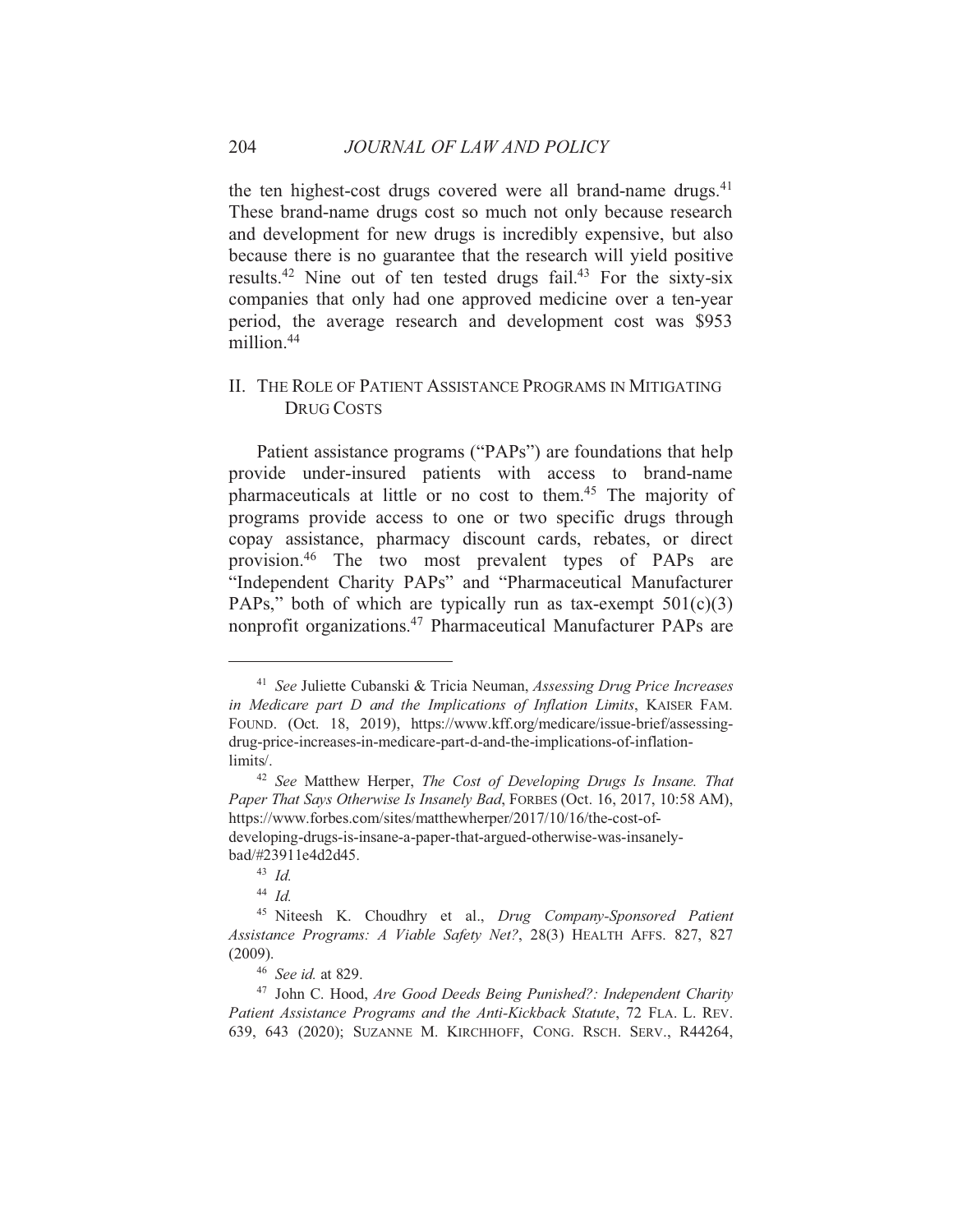the ten highest-cost drugs covered were all brand-name drugs.[41] These brand-name drugs cost so much not only because research and development for new drugs is incredibly expensive, but also because there is no guarantee that the research will yield positive results.[42] Nine out of ten tested drugs fail.[43] For the sixty-six companies that only had one approved medicine over a ten-year period, the average research and development cost was $953 million.[44]

## II. The Role of Patient Assistance Programs in Mitigating Drug Costs

Patient assistance programs ("PAPs") are foundations that help provide under-insured patients with access to brand-name pharmaceuticals at little or no cost to them.[45] The majority of programs provide access to one or two specific drugs through copay assistance, pharmacy discount cards, rebates, or direct provision.[46] The two most prevalent types of PAPs are "Independent Charity PAPs" and "Pharmaceutical Manufacturer PAPs," both of which are typically run as tax-exempt 501(c)(3) nonprofit organizations.[47] Pharmaceutical Manufacturer PAPs are

---

[41] *See* Juliette Cubanski & Tricia Neuman, *Assessing Drug Price Increases in Medicare part D and the Implications of Inflation Limits*, KAISER FAM. FOUND. (Oct. 18, 2019), https://www.kff.org/medicare/issue-brief/assessing-drug-price-increases-in-medicare-part-d-and-the-implications-of-inflation-limits/.

[42] *See* Matthew Herper, *The Cost of Developing Drugs Is Insane. That Paper That Says Otherwise Is Insanely Bad*, FORBES (Oct. 16, 2017, 10:58 AM), https://www.forbes.com/sites/matthewherper/2017/10/16/the-cost-of-developing-drugs-is-insane-a-paper-that-argued-otherwise-was-insanely-bad/#23911e4d2d45.

[43] *Id.*

[44] *Id.*

[45] Niteesh K. Choudhry et al., *Drug Company-Sponsored Patient Assistance Programs: A Viable Safety Net?*, 28(3) HEALTH AFFS. 827, 827 (2009).

[46] *See id.* at 829.

[47] John C. Hood, *Are Good Deeds Being Punished?: Independent Charity Patient Assistance Programs and the Anti-Kickback Statute*, 72 FLA. L. REV. 639, 643 (2020); SUZANNE M. KIRCHHOFF, CONG. RSCH. SERV., R44264,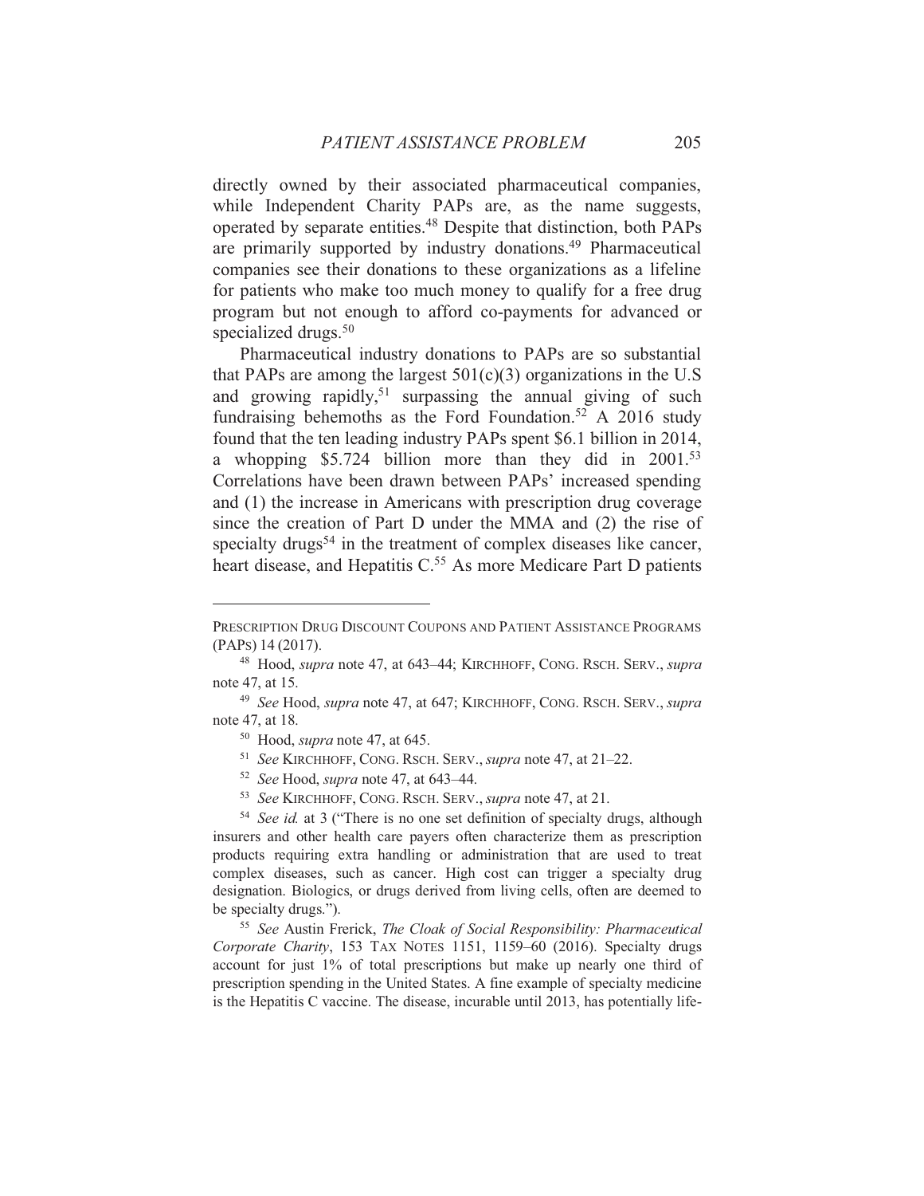directly owned by their associated pharmaceutical companies, while Independent Charity PAPs are, as the name suggests, operated by separate entities.[48] Despite that distinction, both PAPs are primarily supported by industry donations.[49] Pharmaceutical companies see their donations to these organizations as a lifeline for patients who make too much money to qualify for a free drug program but not enough to afford co-payments for advanced or specialized drugs.[50]

Pharmaceutical industry donations to PAPs are so substantial that PAPs are among the largest 501(c)(3) organizations in the U.S and growing rapidly,[51] surpassing the annual giving of such fundraising behemoths as the Ford Foundation.[52] A 2016 study found that the ten leading industry PAPs spent \$6.1 billion in 2014, a whopping \$5.724 billion more than they did in 2001.[53] Correlations have been drawn between PAPs' increased spending and (1) the increase in Americans with prescription drug coverage since the creation of Part D under the MMA and (2) the rise of specialty drugs[54] in the treatment of complex diseases like cancer, heart disease, and Hepatitis C.[55] As more Medicare Part D patients

---

PRESCRIPTION DRUG DISCOUNT COUPONS AND PATIENT ASSISTANCE PROGRAMS (PAPS) 14 (2017).

[48] Hood, *supra* note 47, at 643–44; KIRCHHOFF, CONG. RSCH. SERV., *supra* note 47, at 15.

[49] *See* Hood, *supra* note 47, at 647; KIRCHHOFF, CONG. RSCH. SERV., *supra* note 47, at 18.

[50] Hood, *supra* note 47, at 645.

[51] *See* KIRCHHOFF, CONG. RSCH. SERV., *supra* note 47, at 21–22.

[52] *See* Hood, *supra* note 47, at 643–44.

[53] *See* KIRCHHOFF, CONG. RSCH. SERV., *supra* note 47, at 21.

[54] *See id.* at 3 ("There is no one set definition of specialty drugs, although insurers and other health care payers often characterize them as prescription products requiring extra handling or administration that are used to treat complex diseases, such as cancer. High cost can trigger a specialty drug designation. Biologics, or drugs derived from living cells, often are deemed to be specialty drugs.").

[55] *See* Austin Frerick, *The Cloak of Social Responsibility: Pharmaceutical Corporate Charity*, 153 TAX NOTES 1151, 1159–60 (2016). Specialty drugs account for just 1% of total prescriptions but make up nearly one third of prescription spending in the United States. A fine example of specialty medicine is the Hepatitis C vaccine. The disease, incurable until 2013, has potentially life-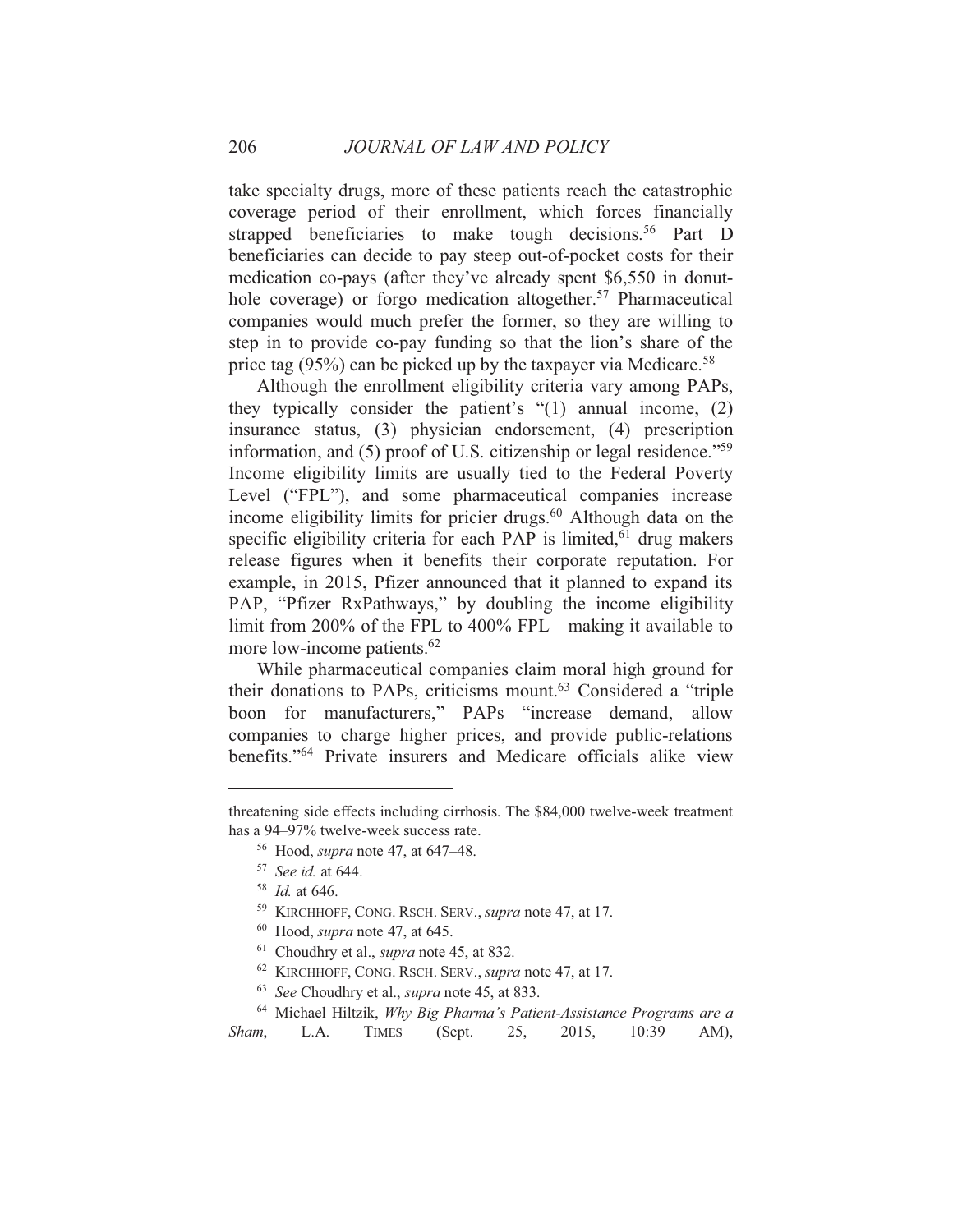take specialty drugs, more of these patients reach the catastrophic coverage period of their enrollment, which forces financially strapped beneficiaries to make tough decisions.[56] Part D beneficiaries can decide to pay steep out-of-pocket costs for their medication co-pays (after they've already spent $6,550 in donut-hole coverage) or forgo medication altogether.[57] Pharmaceutical companies would much prefer the former, so they are willing to step in to provide co-pay funding so that the lion's share of the price tag (95%) can be picked up by the taxpayer via Medicare.[58]

Although the enrollment eligibility criteria vary among PAPs, they typically consider the patient's "(1) annual income, (2) insurance status, (3) physician endorsement, (4) prescription information, and (5) proof of U.S. citizenship or legal residence."[59] Income eligibility limits are usually tied to the Federal Poverty Level ("FPL"), and some pharmaceutical companies increase income eligibility limits for pricier drugs.[60] Although data on the specific eligibility criteria for each PAP is limited,[61] drug makers release figures when it benefits their corporate reputation. For example, in 2015, Pfizer announced that it planned to expand its PAP, "Pfizer RxPathways," by doubling the income eligibility limit from 200% of the FPL to 400% FPL—making it available to more low-income patients.[62]

While pharmaceutical companies claim moral high ground for their donations to PAPs, criticisms mount.[63] Considered a "triple boon for manufacturers," PAPs "increase demand, allow companies to charge higher prices, and provide public-relations benefits."[64] Private insurers and Medicare officials alike view

---

threatening side effects including cirrhosis. The $84,000 twelve-week treatment has a 94–97% twelve-week success rate.

[56] Hood, *supra* note 47, at 647–48.

[57] *See id.* at 644.

[58] *Id.* at 646.

[59] KIRCHHOFF, CONG. RSCH. SERV., *supra* note 47, at 17.

[60] Hood, *supra* note 47, at 645.

[61] Choudhry et al., *supra* note 45, at 832.

[62] KIRCHHOFF, CONG. RSCH. SERV., *supra* note 47, at 17.

[63] *See* Choudhry et al., *supra* note 45, at 833.

[64] Michael Hiltzik, *Why Big Pharma's Patient-Assistance Programs are a Sham*, L.A. TIMES (Sept. 25, 2015, 10:39 AM),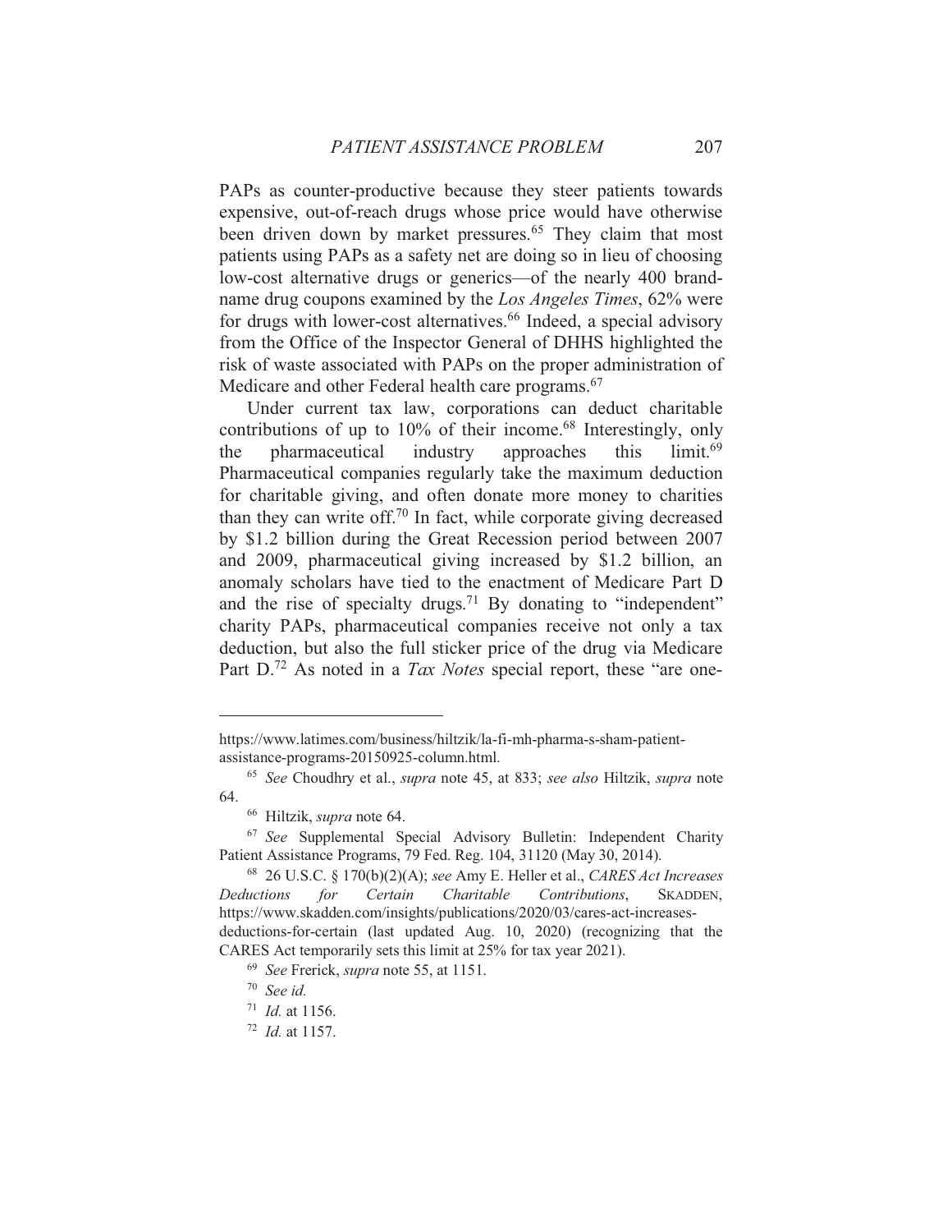PAPs as counter-productive because they steer patients towards expensive, out-of-reach drugs whose price would have otherwise been driven down by market pressures.[65] They claim that most patients using PAPs as a safety net are doing so in lieu of choosing low-cost alternative drugs or generics—of the nearly 400 brand-name drug coupons examined by the *Los Angeles Times*, 62% were for drugs with lower-cost alternatives.[66] Indeed, a special advisory from the Office of the Inspector General of DHHS highlighted the risk of waste associated with PAPs on the proper administration of Medicare and other Federal health care programs.[67]

Under current tax law, corporations can deduct charitable contributions of up to 10% of their income.[68] Interestingly, only the pharmaceutical industry approaches this limit.[69] Pharmaceutical companies regularly take the maximum deduction for charitable giving, and often donate more money to charities than they can write off.[70] In fact, while corporate giving decreased by $1.2 billion during the Great Recession period between 2007 and 2009, pharmaceutical giving increased by $1.2 billion, an anomaly scholars have tied to the enactment of Medicare Part D and the rise of specialty drugs.[71] By donating to "independent" charity PAPs, pharmaceutical companies receive not only a tax deduction, but also the full sticker price of the drug via Medicare Part D.[72] As noted in a *Tax Notes* special report, these "are one-

---

https://www.latimes.com/business/hiltzik/la-fi-mh-pharma-s-sham-patient-assistance-programs-20150925-column.html.

[65] *See* Choudhry et al., *supra* note 45, at 833; *see also* Hiltzik, *supra* note 64.

[66] Hiltzik, *supra* note 64.

[67] *See* Supplemental Special Advisory Bulletin: Independent Charity Patient Assistance Programs, 79 Fed. Reg. 104, 31120 (May 30, 2014).

[68] 26 U.S.C. § 170(b)(2)(A); *see* Amy E. Heller et al., *CARES Act Increases Deductions for Certain Charitable Contributions*, SKADDEN, https://www.skadden.com/insights/publications/2020/03/cares-act-increases-deductions-for-certain (last updated Aug. 10, 2020) (recognizing that the CARES Act temporarily sets this limit at 25% for tax year 2021).

[69] *See* Frerick, *supra* note 55, at 1151.

[70] *See id.*

[71] *Id.* at 1156.

[72] *Id.* at 1157.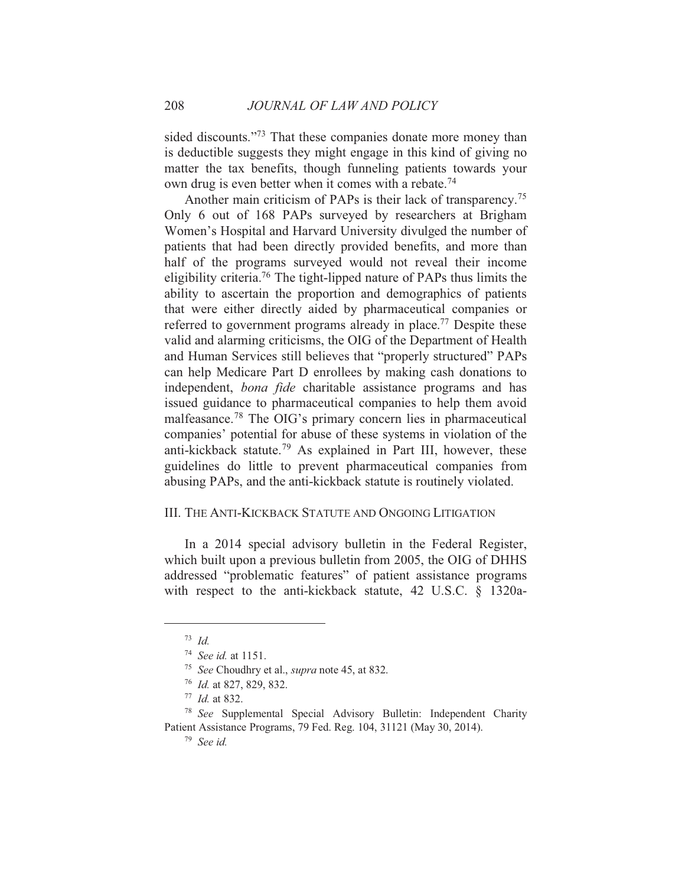sided discounts."[73] That these companies donate more money than is deductible suggests they might engage in this kind of giving no matter the tax benefits, though funneling patients towards your own drug is even better when it comes with a rebate.[74]

Another main criticism of PAPs is their lack of transparency.[75] Only 6 out of 168 PAPs surveyed by researchers at Brigham Women's Hospital and Harvard University divulged the number of patients that had been directly provided benefits, and more than half of the programs surveyed would not reveal their income eligibility criteria.[76] The tight-lipped nature of PAPs thus limits the ability to ascertain the proportion and demographics of patients that were either directly aided by pharmaceutical companies or referred to government programs already in place.[77] Despite these valid and alarming criticisms, the OIG of the Department of Health and Human Services still believes that "properly structured" PAPs can help Medicare Part D enrollees by making cash donations to independent, *bona fide* charitable assistance programs and has issued guidance to pharmaceutical companies to help them avoid malfeasance.[78] The OIG's primary concern lies in pharmaceutical companies' potential for abuse of these systems in violation of the anti-kickback statute.[79] As explained in Part III, however, these guidelines do little to prevent pharmaceutical companies from abusing PAPs, and the anti-kickback statute is routinely violated.

## III. The Anti-Kickback Statute and Ongoing Litigation

In a 2014 special advisory bulletin in the Federal Register, which built upon a previous bulletin from 2005, the OIG of DHHS addressed "problematic features" of patient assistance programs with respect to the anti-kickback statute, 42 U.S.C. § 1320a-

---

[73] *Id.*

[74] *See id.* at 1151.

[75] *See* Choudhry et al., *supra* note 45, at 832.

[76] *Id.* at 827, 829, 832.

[77] *Id.* at 832.

[78] *See* Supplemental Special Advisory Bulletin: Independent Charity Patient Assistance Programs, 79 Fed. Reg. 104, 31121 (May 30, 2014).

[79] *See id.*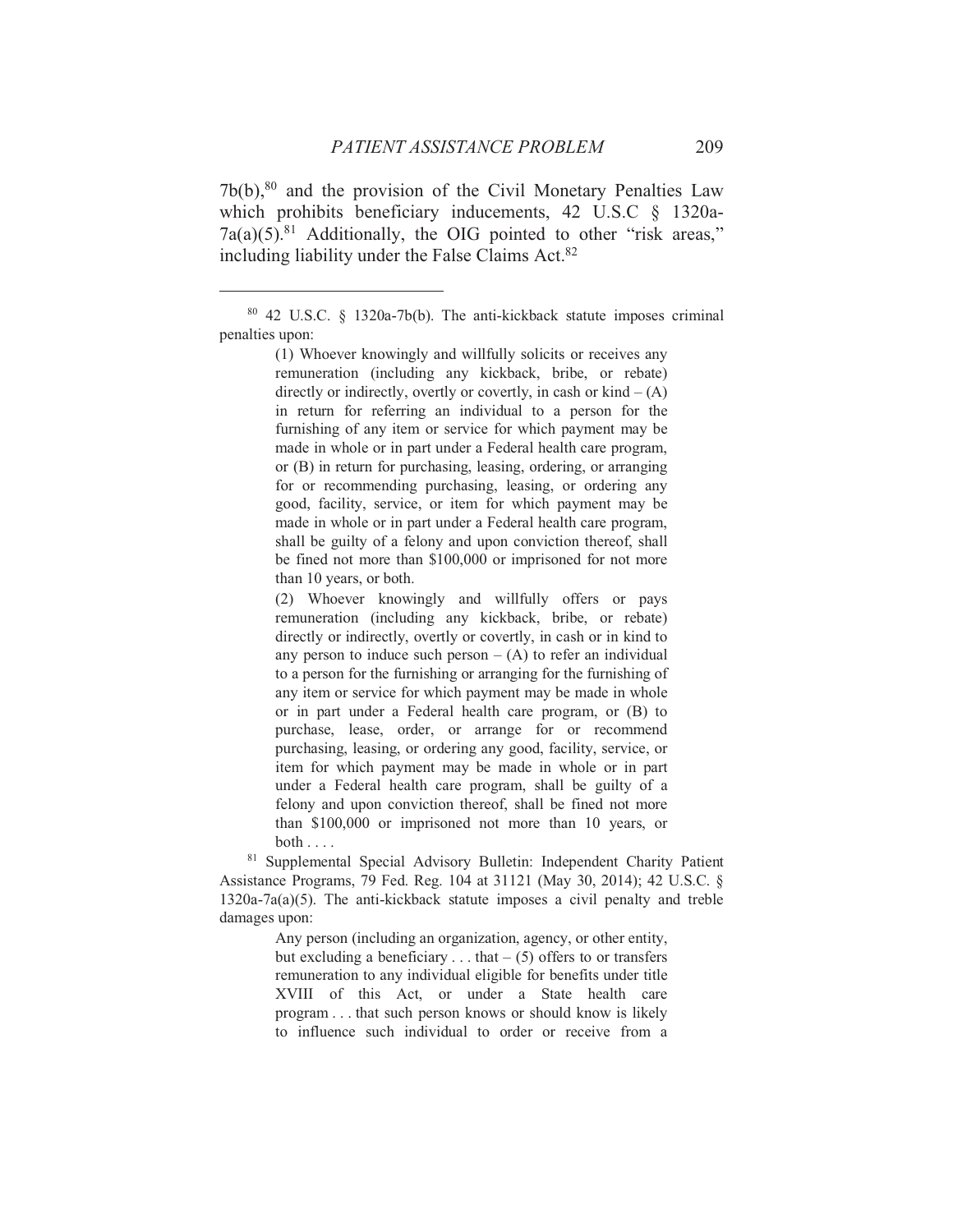7b(b),[80] and the provision of the Civil Monetary Penalties Law which prohibits beneficiary inducements, 42 U.S.C § 1320a-7a(a)(5).[81] Additionally, the OIG pointed to other "risk areas," including liability under the False Claims Act.[82]

---

[80] 42 U.S.C. § 1320a-7b(b). The anti-kickback statute imposes criminal penalties upon:

> (1) Whoever knowingly and willfully solicits or receives any remuneration (including any kickback, bribe, or rebate) directly or indirectly, overtly or covertly, in cash or kind – (A) in return for referring an individual to a person for the furnishing of any item or service for which payment may be made in whole or in part under a Federal health care program, or (B) in return for purchasing, leasing, ordering, or arranging for or recommending purchasing, leasing, or ordering any good, facility, service, or item for which payment may be made in whole or in part under a Federal health care program, shall be guilty of a felony and upon conviction thereof, shall be fined not more than $100,000 or imprisoned for not more than 10 years, or both.
>
> (2) Whoever knowingly and willfully offers or pays remuneration (including any kickback, bribe, or rebate) directly or indirectly, overtly or covertly, in cash or in kind to any person to induce such person – (A) to refer an individual to a person for the furnishing or arranging for the furnishing of any item or service for which payment may be made in whole or in part under a Federal health care program, or (B) to purchase, lease, order, or arrange for or recommend purchasing, leasing, or ordering any good, facility, service, or item for which payment may be made in whole or in part under a Federal health care program, shall be guilty of a felony and upon conviction thereof, shall be fined not more than $100,000 or imprisoned not more than 10 years, or both . . . .

[81] Supplemental Special Advisory Bulletin: Independent Charity Patient Assistance Programs, 79 Fed. Reg. 104 at 31121 (May 30, 2014); 42 U.S.C. § 1320a-7a(a)(5). The anti-kickback statute imposes a civil penalty and treble damages upon:

> Any person (including an organization, agency, or other entity, but excluding a beneficiary . . . that – (5) offers to or transfers remuneration to any individual eligible for benefits under title XVIII of this Act, or under a State health care program . . . that such person knows or should know is likely to influence such individual to order or receive from a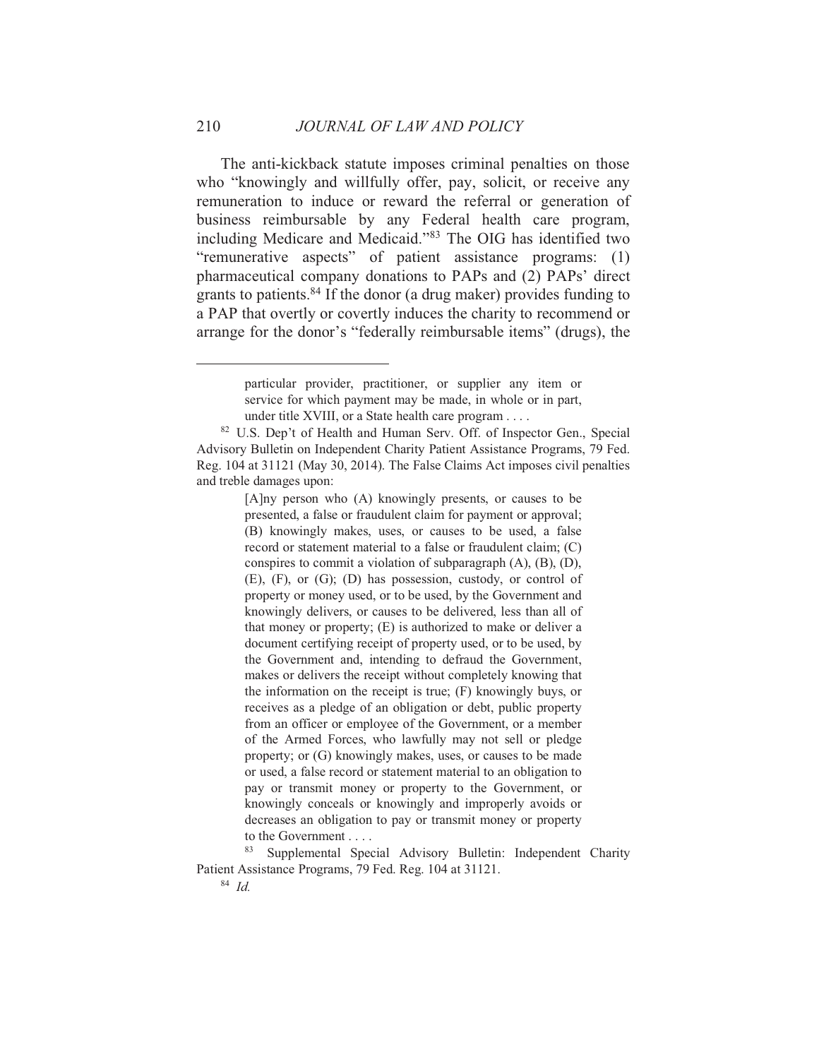The anti-kickback statute imposes criminal penalties on those who "knowingly and willfully offer, pay, solicit, or receive any remuneration to induce or reward the referral or generation of business reimbursable by any Federal health care program, including Medicare and Medicaid."[83] The OIG has identified two "remunerative aspects" of patient assistance programs: (1) pharmaceutical company donations to PAPs and (2) PAPs' direct grants to patients.[84] If the donor (a drug maker) provides funding to a PAP that overtly or covertly induces the charity to recommend or arrange for the donor's "federally reimbursable items" (drugs), the

---

> particular provider, practitioner, or supplier any item or service for which payment may be made, in whole or in part, under title XVIII, or a State health care program . . . .

[82] U.S. Dep't of Health and Human Serv. Off. of Inspector Gen., Special Advisory Bulletin on Independent Charity Patient Assistance Programs, 79 Fed. Reg. 104 at 31121 (May 30, 2014). The False Claims Act imposes civil penalties and treble damages upon:

> [A]ny person who (A) knowingly presents, or causes to be presented, a false or fraudulent claim for payment or approval; (B) knowingly makes, uses, or causes to be used, a false record or statement material to a false or fraudulent claim; (C) conspires to commit a violation of subparagraph (A), (B), (D), (E), (F), or (G); (D) has possession, custody, or control of property or money used, or to be used, by the Government and knowingly delivers, or causes to be delivered, less than all of that money or property; (E) is authorized to make or deliver a document certifying receipt of property used, or to be used, by the Government and, intending to defraud the Government, makes or delivers the receipt without completely knowing that the information on the receipt is true; (F) knowingly buys, or receives as a pledge of an obligation or debt, public property from an officer or employee of the Government, or a member of the Armed Forces, who lawfully may not sell or pledge property; or (G) knowingly makes, uses, or causes to be made or used, a false record or statement material to an obligation to pay or transmit money or property to the Government, or knowingly conceals or knowingly and improperly avoids or decreases an obligation to pay or transmit money or property to the Government . . . .

[83] Supplemental Special Advisory Bulletin: Independent Charity Patient Assistance Programs, 79 Fed. Reg. 104 at 31121.

[84] *Id.*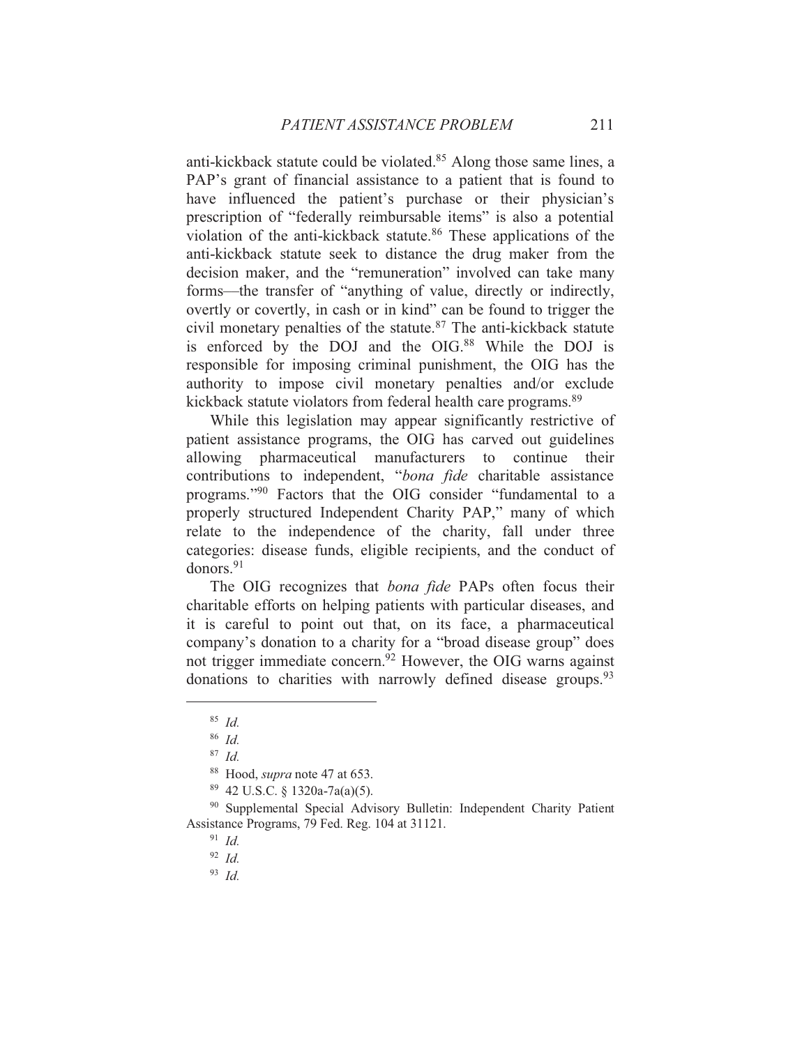anti-kickback statute could be violated.[85] Along those same lines, a PAP's grant of financial assistance to a patient that is found to have influenced the patient's purchase or their physician's prescription of "federally reimbursable items" is also a potential violation of the anti-kickback statute.[86] These applications of the anti-kickback statute seek to distance the drug maker from the decision maker, and the "remuneration" involved can take many forms—the transfer of "anything of value, directly or indirectly, overtly or covertly, in cash or in kind" can be found to trigger the civil monetary penalties of the statute.[87] The anti-kickback statute is enforced by the DOJ and the OIG.[88] While the DOJ is responsible for imposing criminal punishment, the OIG has the authority to impose civil monetary penalties and/or exclude kickback statute violators from federal health care programs.[89]

While this legislation may appear significantly restrictive of patient assistance programs, the OIG has carved out guidelines allowing pharmaceutical manufacturers to continue their contributions to independent, "*bona fide* charitable assistance programs."[90] Factors that the OIG consider "fundamental to a properly structured Independent Charity PAP," many of which relate to the independence of the charity, fall under three categories: disease funds, eligible recipients, and the conduct of donors.[91]

The OIG recognizes that *bona fide* PAPs often focus their charitable efforts on helping patients with particular diseases, and it is careful to point out that, on its face, a pharmaceutical company's donation to a charity for a "broad disease group" does not trigger immediate concern.[92] However, the OIG warns against donations to charities with narrowly defined disease groups.[93]

---

[85] *Id.*

[86] *Id.*

[87] *Id.*

[88] Hood, *supra* note 47 at 653.

[89] 42 U.S.C. § 1320a-7a(a)(5).

[90] Supplemental Special Advisory Bulletin: Independent Charity Patient Assistance Programs, 79 Fed. Reg. 104 at 31121.

[91] *Id.*

[92] *Id.*

[93] *Id.*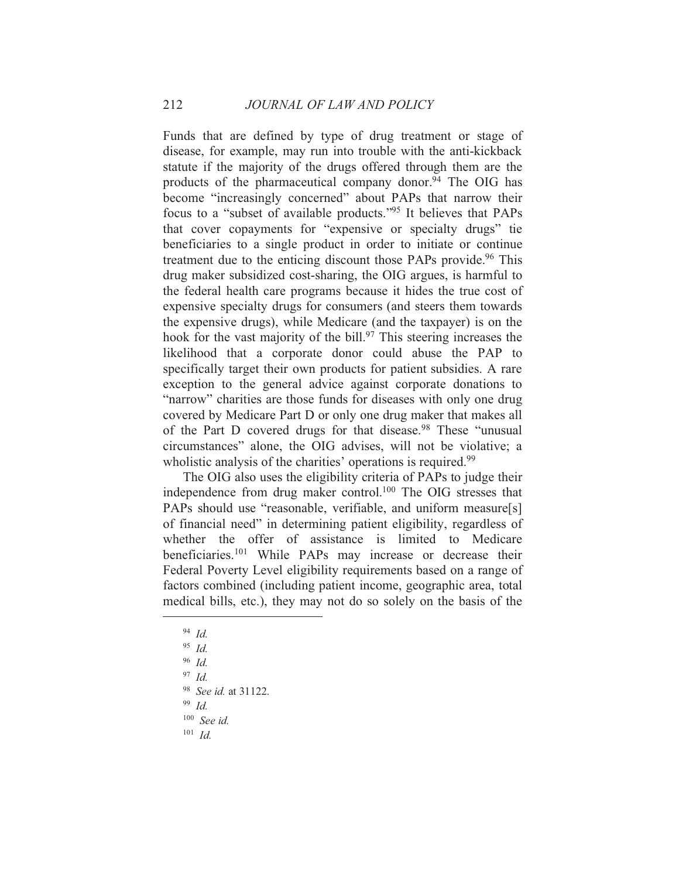Funds that are defined by type of drug treatment or stage of disease, for example, may run into trouble with the anti-kickback statute if the majority of the drugs offered through them are the products of the pharmaceutical company donor.[94] The OIG has become "increasingly concerned" about PAPs that narrow their focus to a "subset of available products."[95] It believes that PAPs that cover copayments for "expensive or specialty drugs" tie beneficiaries to a single product in order to initiate or continue treatment due to the enticing discount those PAPs provide.[96] This drug maker subsidized cost-sharing, the OIG argues, is harmful to the federal health care programs because it hides the true cost of expensive specialty drugs for consumers (and steers them towards the expensive drugs), while Medicare (and the taxpayer) is on the hook for the vast majority of the bill.[97] This steering increases the likelihood that a corporate donor could abuse the PAP to specifically target their own products for patient subsidies. A rare exception to the general advice against corporate donations to "narrow" charities are those funds for diseases with only one drug covered by Medicare Part D or only one drug maker that makes all of the Part D covered drugs for that disease.[98] These "unusual circumstances" alone, the OIG advises, will not be violative; a wholistic analysis of the charities' operations is required.[99]

The OIG also uses the eligibility criteria of PAPs to judge their independence from drug maker control.[100] The OIG stresses that PAPs should use "reasonable, verifiable, and uniform measure[s] of financial need" in determining patient eligibility, regardless of whether the offer of assistance is limited to Medicare beneficiaries.[101] While PAPs may increase or decrease their Federal Poverty Level eligibility requirements based on a range of factors combined (including patient income, geographic area, total medical bills, etc.), they may not do so solely on the basis of the

---

[94] *Id.*

[95] *Id.*

[96] *Id.*

[97] *Id.*

[98] *See id.* at 31122.

[99] *Id.*

[100] *See id.*

[101] *Id.*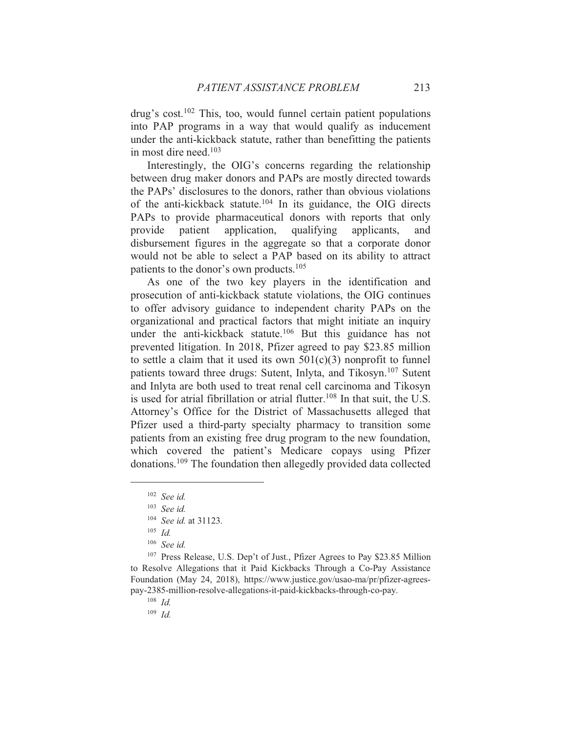drug's cost.[102] This, too, would funnel certain patient populations into PAP programs in a way that would qualify as inducement under the anti-kickback statute, rather than benefitting the patients in most dire need.[103]

Interestingly, the OIG's concerns regarding the relationship between drug maker donors and PAPs are mostly directed towards the PAPs' disclosures to the donors, rather than obvious violations of the anti-kickback statute.[104] In its guidance, the OIG directs PAPs to provide pharmaceutical donors with reports that only provide patient application, qualifying applicants, and disbursement figures in the aggregate so that a corporate donor would not be able to select a PAP based on its ability to attract patients to the donor's own products.[105]

As one of the two key players in the identification and prosecution of anti-kickback statute violations, the OIG continues to offer advisory guidance to independent charity PAPs on the organizational and practical factors that might initiate an inquiry under the anti-kickback statute.[106] But this guidance has not prevented litigation. In 2018, Pfizer agreed to pay $23.85 million to settle a claim that it used its own 501(c)(3) nonprofit to funnel patients toward three drugs: Sutent, Inlyta, and Tikosyn.[107] Sutent and Inlyta are both used to treat renal cell carcinoma and Tikosyn is used for atrial fibrillation or atrial flutter.[108] In that suit, the U.S. Attorney's Office for the District of Massachusetts alleged that Pfizer used a third-party specialty pharmacy to transition some patients from an existing free drug program to the new foundation, which covered the patient's Medicare copays using Pfizer donations.[109] The foundation then allegedly provided data collected

---

[102] *See id.*

[103] *See id.*

[104] *See id.* at 31123.

[105] *Id.*

[106] *See id.*

[107] Press Release, U.S. Dep't of Just., Pfizer Agrees to Pay $23.85 Million to Resolve Allegations that it Paid Kickbacks Through a Co-Pay Assistance Foundation (May 24, 2018), https://www.justice.gov/usao-ma/pr/pfizer-agrees-pay-2385-million-resolve-allegations-it-paid-kickbacks-through-co-pay.

[108] *Id.*

[109] *Id.*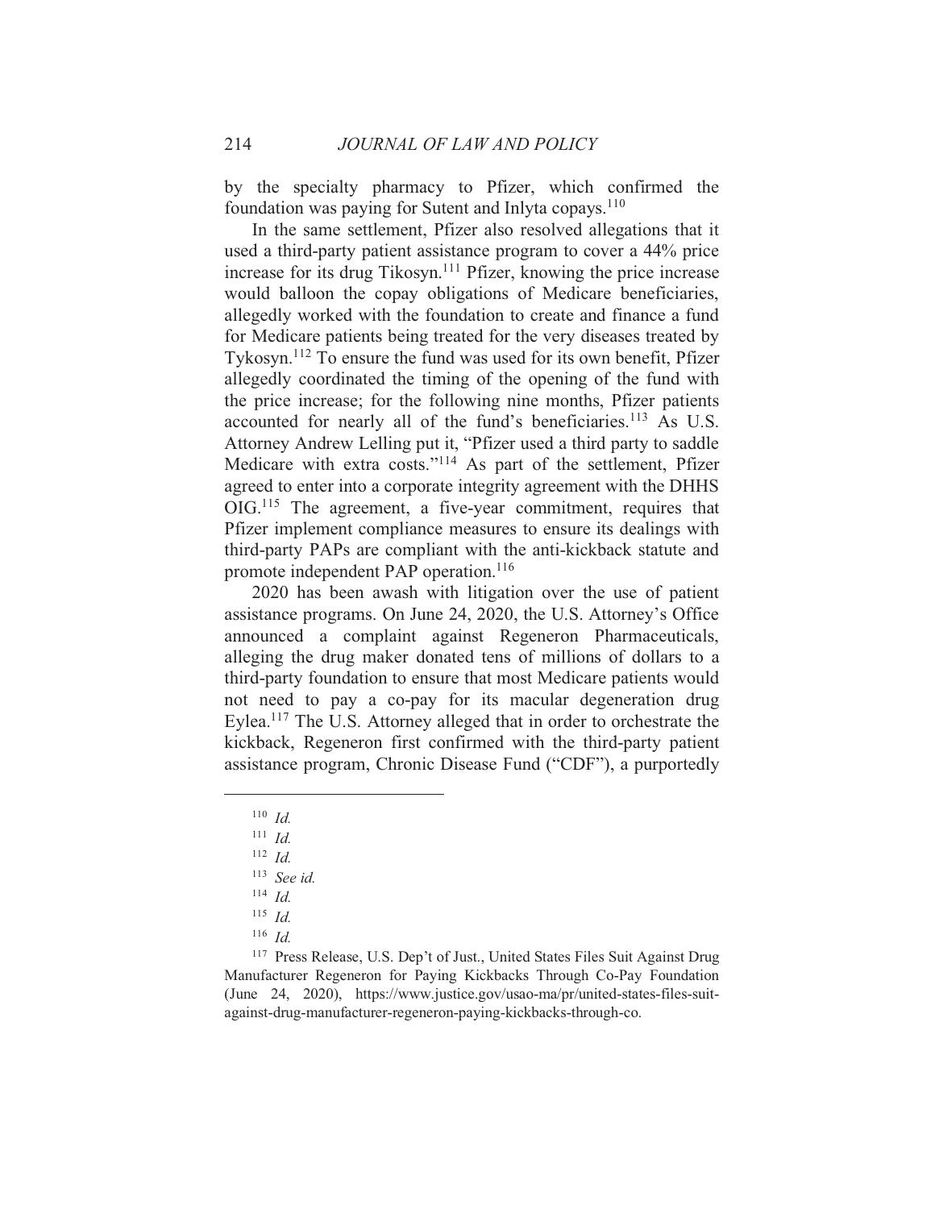by the specialty pharmacy to Pfizer, which confirmed the foundation was paying for Sutent and Inlyta copays.[110]

In the same settlement, Pfizer also resolved allegations that it used a third-party patient assistance program to cover a 44% price increase for its drug Tikosyn.[111] Pfizer, knowing the price increase would balloon the copay obligations of Medicare beneficiaries, allegedly worked with the foundation to create and finance a fund for Medicare patients being treated for the very diseases treated by Tykosyn.[112] To ensure the fund was used for its own benefit, Pfizer allegedly coordinated the timing of the opening of the fund with the price increase; for the following nine months, Pfizer patients accounted for nearly all of the fund's beneficiaries.[113] As U.S. Attorney Andrew Lelling put it, "Pfizer used a third party to saddle Medicare with extra costs."[114] As part of the settlement, Pfizer agreed to enter into a corporate integrity agreement with the DHHS OIG.[115] The agreement, a five-year commitment, requires that Pfizer implement compliance measures to ensure its dealings with third-party PAPs are compliant with the anti-kickback statute and promote independent PAP operation.[116]

2020 has been awash with litigation over the use of patient assistance programs. On June 24, 2020, the U.S. Attorney's Office announced a complaint against Regeneron Pharmaceuticals, alleging the drug maker donated tens of millions of dollars to a third-party foundation to ensure that most Medicare patients would not need to pay a co-pay for its macular degeneration drug Eylea.[117] The U.S. Attorney alleged that in order to orchestrate the kickback, Regeneron first confirmed with the third-party patient assistance program, Chronic Disease Fund ("CDF"), a purportedly

---

[110] *Id.*

[111] *Id.*

[112] *Id.*

[113] *See id.*

[114] *Id.*

[115] *Id.*

[116] *Id.*

[117] Press Release, U.S. Dep't of Just., United States Files Suit Against Drug Manufacturer Regeneron for Paying Kickbacks Through Co-Pay Foundation (June 24, 2020), https://www.justice.gov/usao-ma/pr/united-states-files-suit-against-drug-manufacturer-regeneron-paying-kickbacks-through-co.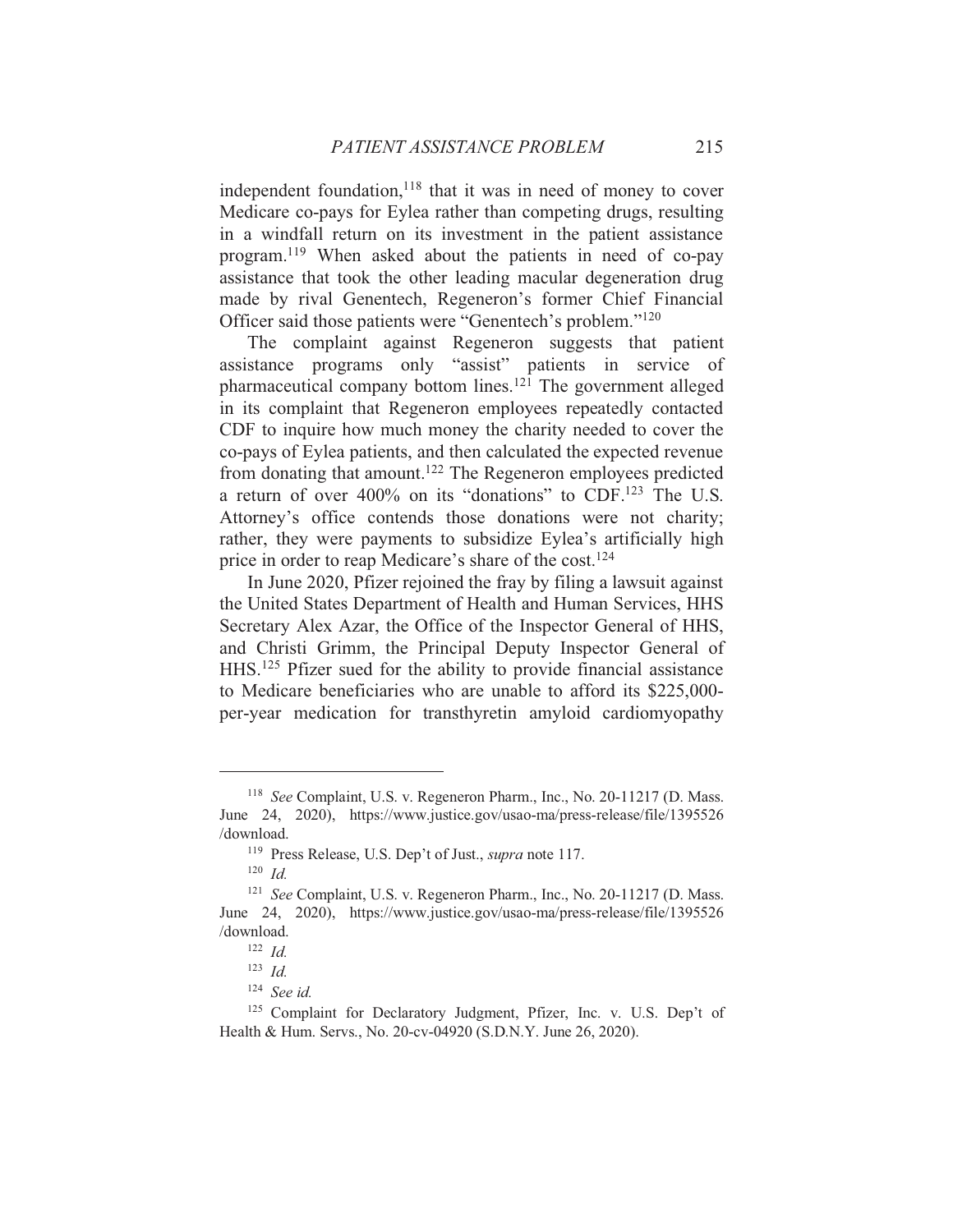independent foundation,[118] that it was in need of money to cover Medicare co-pays for Eylea rather than competing drugs, resulting in a windfall return on its investment in the patient assistance program.[119] When asked about the patients in need of co-pay assistance that took the other leading macular degeneration drug made by rival Genentech, Regeneron's former Chief Financial Officer said those patients were "Genentech's problem."[120]

The complaint against Regeneron suggests that patient assistance programs only "assist" patients in service of pharmaceutical company bottom lines.[121] The government alleged in its complaint that Regeneron employees repeatedly contacted CDF to inquire how much money the charity needed to cover the co-pays of Eylea patients, and then calculated the expected revenue from donating that amount.[122] The Regeneron employees predicted a return of over 400% on its "donations" to CDF.[123] The U.S. Attorney's office contends those donations were not charity; rather, they were payments to subsidize Eylea's artificially high price in order to reap Medicare's share of the cost.[124]

In June 2020, Pfizer rejoined the fray by filing a lawsuit against the United States Department of Health and Human Services, HHS Secretary Alex Azar, the Office of the Inspector General of HHS, and Christi Grimm, the Principal Deputy Inspector General of HHS.[125] Pfizer sued for the ability to provide financial assistance to Medicare beneficiaries who are unable to afford its $225,000-per-year medication for transthyretin amyloid cardiomyopathy

---

[118] *See* Complaint, U.S. v. Regeneron Pharm., Inc., No. 20-11217 (D. Mass. June 24, 2020), https://www.justice.gov/usao-ma/press-release/file/1395526/download.

[119] Press Release, U.S. Dep't of Just., *supra* note 117.

[120] *Id.*

[121] *See* Complaint, U.S. v. Regeneron Pharm., Inc., No. 20-11217 (D. Mass. June 24, 2020), https://www.justice.gov/usao-ma/press-release/file/1395526/download.

[122] *Id.*

[123] *Id.*

[124] *See id.*

[125] Complaint for Declaratory Judgment, Pfizer, Inc. v. U.S. Dep't of Health & Hum. Servs., No. 20-cv-04920 (S.D.N.Y. June 26, 2020).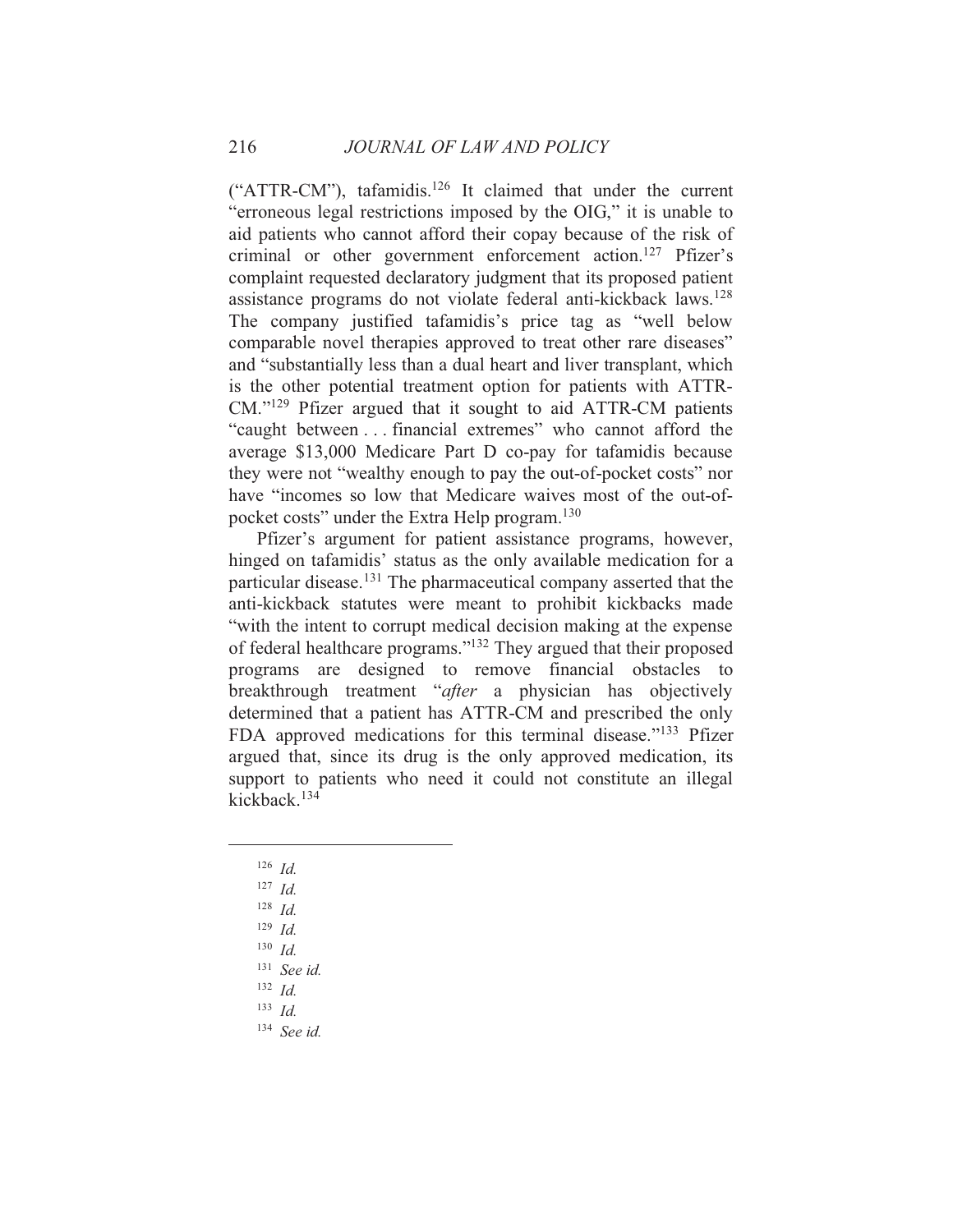("ATTR-CM"), tafamidis.[126] It claimed that under the current "erroneous legal restrictions imposed by the OIG," it is unable to aid patients who cannot afford their copay because of the risk of criminal or other government enforcement action.[127] Pfizer's complaint requested declaratory judgment that its proposed patient assistance programs do not violate federal anti-kickback laws.[128] The company justified tafamidis's price tag as "well below comparable novel therapies approved to treat other rare diseases" and "substantially less than a dual heart and liver transplant, which is the other potential treatment option for patients with ATTR-CM."[129] Pfizer argued that it sought to aid ATTR-CM patients "caught between . . . financial extremes" who cannot afford the average $13,000 Medicare Part D co-pay for tafamidis because they were not "wealthy enough to pay the out-of-pocket costs" nor have "incomes so low that Medicare waives most of the out-of-pocket costs" under the Extra Help program.[130]

Pfizer's argument for patient assistance programs, however, hinged on tafamidis' status as the only available medication for a particular disease.[131] The pharmaceutical company asserted that the anti-kickback statutes were meant to prohibit kickbacks made "with the intent to corrupt medical decision making at the expense of federal healthcare programs."[132] They argued that their proposed programs are designed to remove financial obstacles to breakthrough treatment "*after* a physician has objectively determined that a patient has ATTR-CM and prescribed the only FDA approved medications for this terminal disease."[133] Pfizer argued that, since its drug is the only approved medication, its support to patients who need it could not constitute an illegal kickback.[134]

---

[126] *Id.*

[127] *Id.*

[128] *Id.*

[129] *Id.*

[130] *Id.*

[131] *See id.*

[132] *Id.*

[133] *Id.*

[134] *See id.*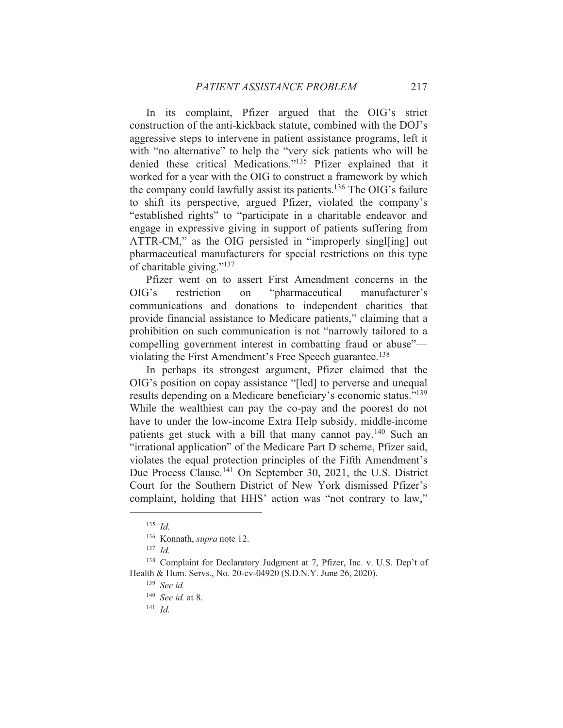In its complaint, Pfizer argued that the OIG's strict construction of the anti-kickback statute, combined with the DOJ's aggressive steps to intervene in patient assistance programs, left it with "no alternative" to help the "very sick patients who will be denied these critical Medications."[135] Pfizer explained that it worked for a year with the OIG to construct a framework by which the company could lawfully assist its patients.[136] The OIG's failure to shift its perspective, argued Pfizer, violated the company's "established rights" to "participate in a charitable endeavor and engage in expressive giving in support of patients suffering from ATTR-CM," as the OIG persisted in "improperly singl[ing] out pharmaceutical manufacturers for special restrictions on this type of charitable giving."[137]

Pfizer went on to assert First Amendment concerns in the OIG's restriction on "pharmaceutical manufacturer's communications and donations to independent charities that provide financial assistance to Medicare patients," claiming that a prohibition on such communication is not "narrowly tailored to a compelling government interest in combatting fraud or abuse"—violating the First Amendment's Free Speech guarantee.[138]

In perhaps its strongest argument, Pfizer claimed that the OIG's position on copay assistance "[led] to perverse and unequal results depending on a Medicare beneficiary's economic status."[139] While the wealthiest can pay the co-pay and the poorest do not have to under the low-income Extra Help subsidy, middle-income patients get stuck with a bill that many cannot pay.[140] Such an "irrational application" of the Medicare Part D scheme, Pfizer said, violates the equal protection principles of the Fifth Amendment's Due Process Clause.[141] On September 30, 2021, the U.S. District Court for the Southern District of New York dismissed Pfizer's complaint, holding that HHS' action was "not contrary to law,"

---

[135] *Id.*

[136] Konnath, *supra* note 12.

[137] *Id.*

[138] Complaint for Declaratory Judgment at 7, Pfizer, Inc. v. U.S. Dep't of Health & Hum. Servs., No. 20-cv-04920 (S.D.N.Y. June 26, 2020).

[139] *See id.*

[140] *See id.* at 8.

[141] *Id.*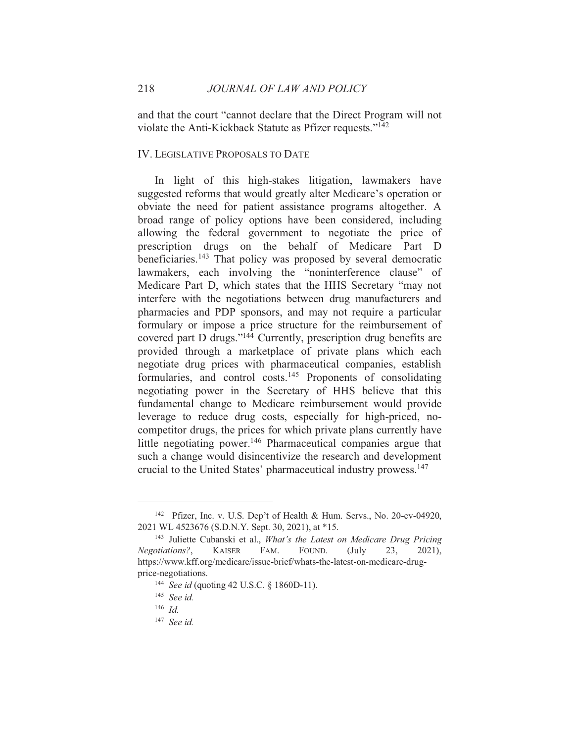and that the court "cannot declare that the Direct Program will not violate the Anti-Kickback Statute as Pfizer requests."[142]

## IV. LEGISLATIVE PROPOSALS TO DATE

In light of this high-stakes litigation, lawmakers have suggested reforms that would greatly alter Medicare's operation or obviate the need for patient assistance programs altogether. A broad range of policy options have been considered, including allowing the federal government to negotiate the price of prescription drugs on the behalf of Medicare Part D beneficiaries.[143] That policy was proposed by several democratic lawmakers, each involving the "noninterference clause" of Medicare Part D, which states that the HHS Secretary "may not interfere with the negotiations between drug manufacturers and pharmacies and PDP sponsors, and may not require a particular formulary or impose a price structure for the reimbursement of covered part D drugs."[144] Currently, prescription drug benefits are provided through a marketplace of private plans which each negotiate drug prices with pharmaceutical companies, establish formularies, and control costs.[145] Proponents of consolidating negotiating power in the Secretary of HHS believe that this fundamental change to Medicare reimbursement would provide leverage to reduce drug costs, especially for high-priced, no-competitor drugs, the prices for which private plans currently have little negotiating power.[146] Pharmaceutical companies argue that such a change would disincentivize the research and development crucial to the United States' pharmaceutical industry prowess.[147]

---

[142] Pfizer, Inc. v. U.S. Dep't of Health & Hum. Servs., No. 20-cv-04920, 2021 WL 4523676 (S.D.N.Y. Sept. 30, 2021), at *15.

[143] Juliette Cubanski et al., *What's the Latest on Medicare Drug Pricing Negotiations?*, KAISER FAM. FOUND. (July 23, 2021), https://www.kff.org/medicare/issue-brief/whats-the-latest-on-medicare-drug-price-negotiations.

[144] *See id* (quoting 42 U.S.C. § 1860D-11).

[145] *See id.*

[146] *Id.*

[147] *See id.*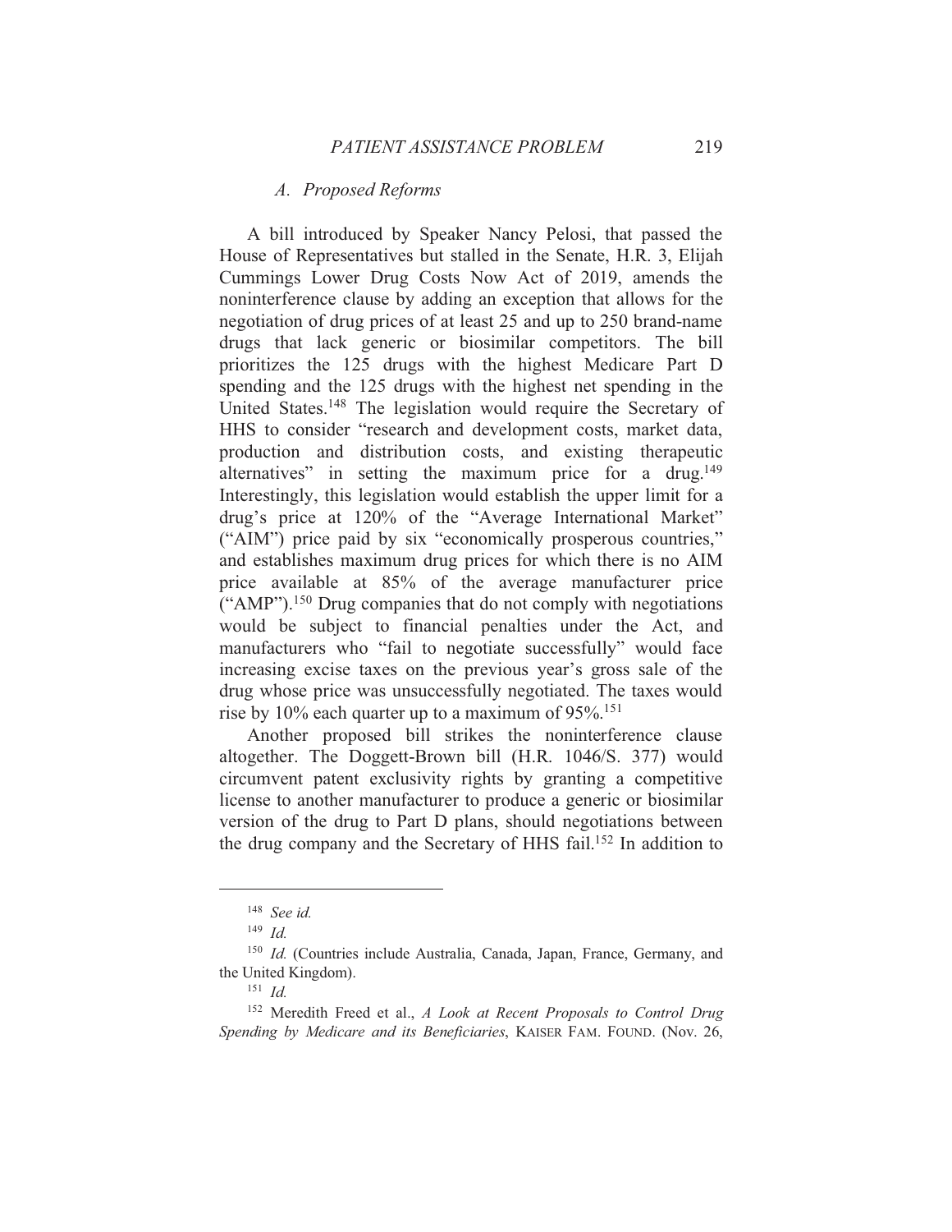### A. Proposed Reforms

A bill introduced by Speaker Nancy Pelosi, that passed the House of Representatives but stalled in the Senate, H.R. 3, Elijah Cummings Lower Drug Costs Now Act of 2019, amends the noninterference clause by adding an exception that allows for the negotiation of drug prices of at least 25 and up to 250 brand-name drugs that lack generic or biosimilar competitors. The bill prioritizes the 125 drugs with the highest Medicare Part D spending and the 125 drugs with the highest net spending in the United States.[148] The legislation would require the Secretary of HHS to consider "research and development costs, market data, production and distribution costs, and existing therapeutic alternatives" in setting the maximum price for a drug.[149] Interestingly, this legislation would establish the upper limit for a drug's price at 120% of the "Average International Market" ("AIM") price paid by six "economically prosperous countries," and establishes maximum drug prices for which there is no AIM price available at 85% of the average manufacturer price ("AMP").[150] Drug companies that do not comply with negotiations would be subject to financial penalties under the Act, and manufacturers who "fail to negotiate successfully" would face increasing excise taxes on the previous year's gross sale of the drug whose price was unsuccessfully negotiated. The taxes would rise by 10% each quarter up to a maximum of 95%.[151]

Another proposed bill strikes the noninterference clause altogether. The Doggett-Brown bill (H.R. 1046/S. 377) would circumvent patent exclusivity rights by granting a competitive license to another manufacturer to produce a generic or biosimilar version of the drug to Part D plans, should negotiations between the drug company and the Secretary of HHS fail.[152] In addition to

---

[148] *See id.*

[149] *Id.*

[150] *Id.* (Countries include Australia, Canada, Japan, France, Germany, and the United Kingdom).

[151] *Id.*

[152] Meredith Freed et al., *A Look at Recent Proposals to Control Drug Spending by Medicare and its Beneficiaries*, KAISER FAM. FOUND. (Nov. 26,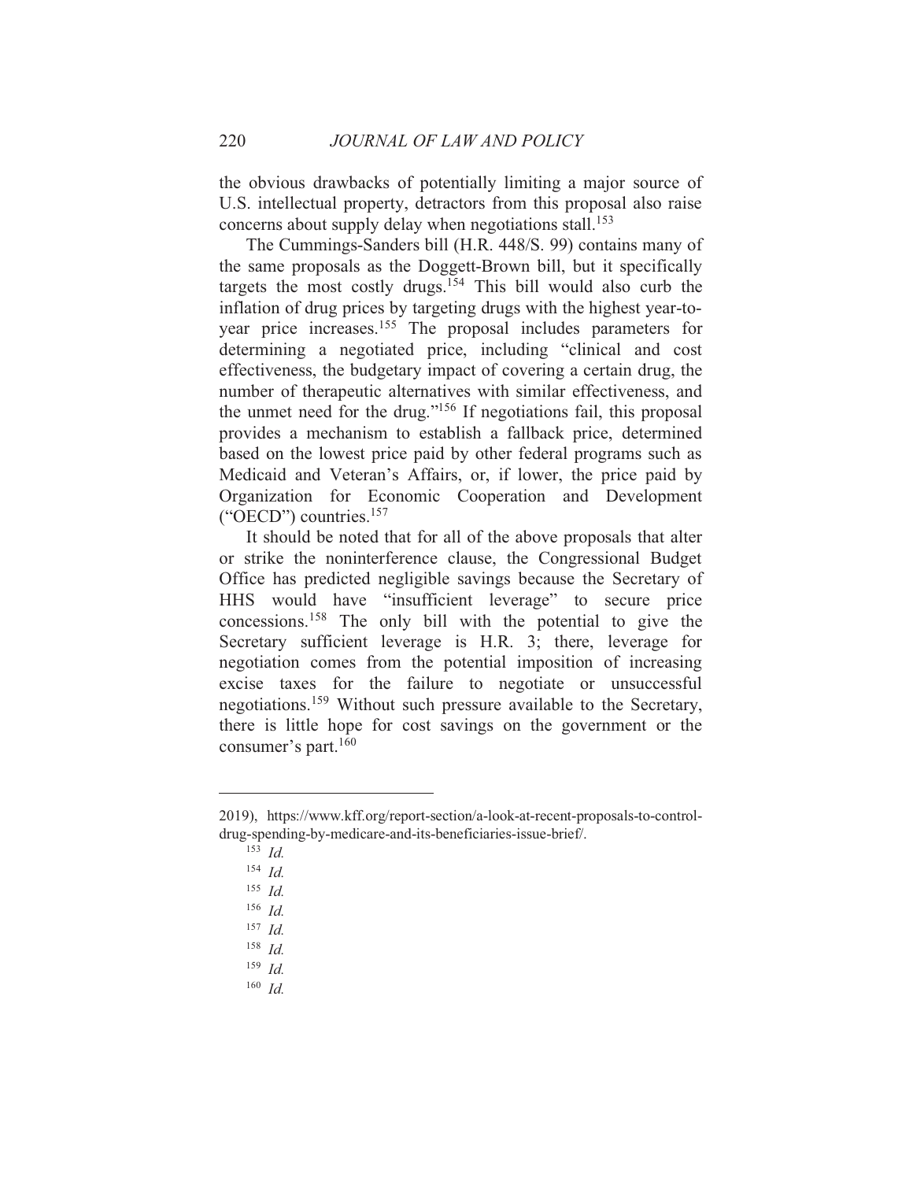the obvious drawbacks of potentially limiting a major source of U.S. intellectual property, detractors from this proposal also raise concerns about supply delay when negotiations stall.[153]

The Cummings-Sanders bill (H.R. 448/S. 99) contains many of the same proposals as the Doggett-Brown bill, but it specifically targets the most costly drugs.[154] This bill would also curb the inflation of drug prices by targeting drugs with the highest year-to-year price increases.[155] The proposal includes parameters for determining a negotiated price, including "clinical and cost effectiveness, the budgetary impact of covering a certain drug, the number of therapeutic alternatives with similar effectiveness, and the unmet need for the drug."[156] If negotiations fail, this proposal provides a mechanism to establish a fallback price, determined based on the lowest price paid by other federal programs such as Medicaid and Veteran's Affairs, or, if lower, the price paid by Organization for Economic Cooperation and Development ("OECD") countries.[157]

It should be noted that for all of the above proposals that alter or strike the noninterference clause, the Congressional Budget Office has predicted negligible savings because the Secretary of HHS would have "insufficient leverage" to secure price concessions.[158] The only bill with the potential to give the Secretary sufficient leverage is H.R. 3; there, leverage for negotiation comes from the potential imposition of increasing excise taxes for the failure to negotiate or unsuccessful negotiations.[159] Without such pressure available to the Secretary, there is little hope for cost savings on the government or the consumer's part.[160]

---

2019), https://www.kff.org/report-section/a-look-at-recent-proposals-to-control-drug-spending-by-medicare-and-its-beneficiaries-issue-brief/.

[153] *Id.*

[154] *Id.*

[155] *Id.*

[156] *Id.*

[157] *Id.*

[158] *Id.*

[159] *Id.*

[160] *Id.*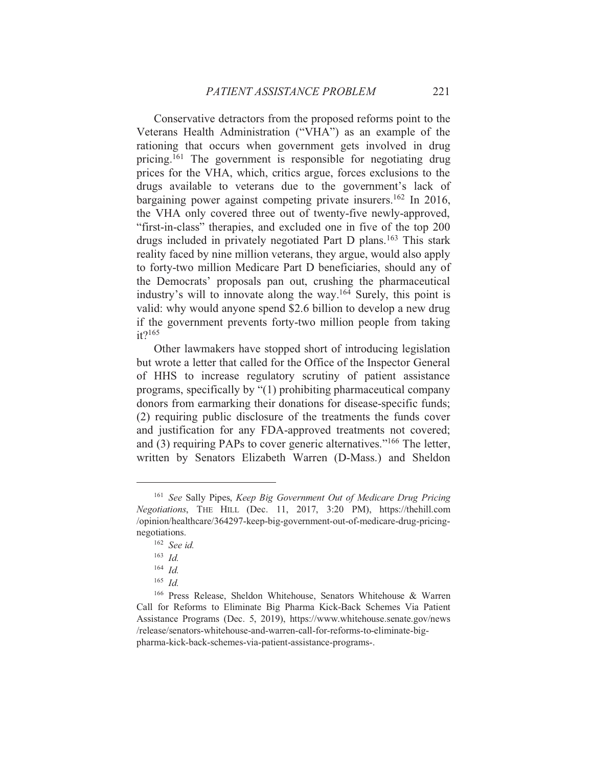Conservative detractors from the proposed reforms point to the Veterans Health Administration ("VHA") as an example of the rationing that occurs when government gets involved in drug pricing.[161] The government is responsible for negotiating drug prices for the VHA, which, critics argue, forces exclusions to the drugs available to veterans due to the government's lack of bargaining power against competing private insurers.[162] In 2016, the VHA only covered three out of twenty-five newly-approved, "first-in-class" therapies, and excluded one in five of the top 200 drugs included in privately negotiated Part D plans.[163] This stark reality faced by nine million veterans, they argue, would also apply to forty-two million Medicare Part D beneficiaries, should any of the Democrats' proposals pan out, crushing the pharmaceutical industry's will to innovate along the way.[164] Surely, this point is valid: why would anyone spend $2.6 billion to develop a new drug if the government prevents forty-two million people from taking it?[165]

Other lawmakers have stopped short of introducing legislation but wrote a letter that called for the Office of the Inspector General of HHS to increase regulatory scrutiny of patient assistance programs, specifically by "(1) prohibiting pharmaceutical company donors from earmarking their donations for disease-specific funds; (2) requiring public disclosure of the treatments the funds cover and justification for any FDA-approved treatments not covered; and (3) requiring PAPs to cover generic alternatives."[166] The letter, written by Senators Elizabeth Warren (D-Mass.) and Sheldon

---

[161] *See* Sally Pipes, *Keep Big Government Out of Medicare Drug Pricing Negotiations*, THE HILL (Dec. 11, 2017, 3:20 PM), https://thehill.com/opinion/healthcare/364297-keep-big-government-out-of-medicare-drug-pricing-negotiations.

[162] *See id.*

[163] *Id.*

[164] *Id.*

[165] *Id.*

[166] Press Release, Sheldon Whitehouse, Senators Whitehouse & Warren Call for Reforms to Eliminate Big Pharma Kick-Back Schemes Via Patient Assistance Programs (Dec. 5, 2019), https://www.whitehouse.senate.gov/news/release/senators-whitehouse-and-warren-call-for-reforms-to-eliminate-big-pharma-kick-back-schemes-via-patient-assistance-programs-.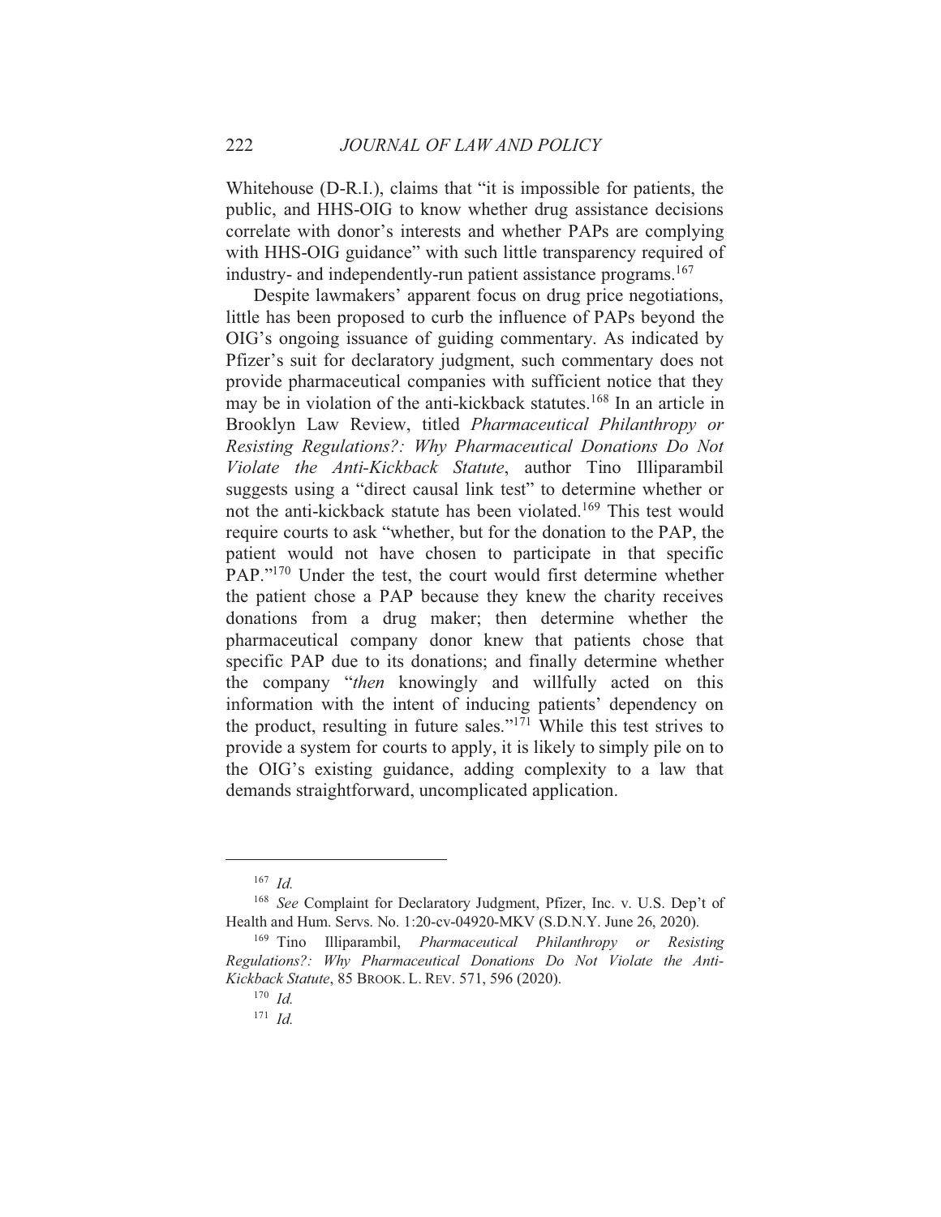Whitehouse (D-R.I.), claims that "it is impossible for patients, the public, and HHS-OIG to know whether drug assistance decisions correlate with donor's interests and whether PAPs are complying with HHS-OIG guidance" with such little transparency required of industry- and independently-run patient assistance programs.[167]

Despite lawmakers' apparent focus on drug price negotiations, little has been proposed to curb the influence of PAPs beyond the OIG's ongoing issuance of guiding commentary. As indicated by Pfizer's suit for declaratory judgment, such commentary does not provide pharmaceutical companies with sufficient notice that they may be in violation of the anti-kickback statutes.[168] In an article in Brooklyn Law Review, titled *Pharmaceutical Philanthropy or Resisting Regulations?: Why Pharmaceutical Donations Do Not Violate the Anti-Kickback Statute*, author Tino Illiparambil suggests using a "direct causal link test" to determine whether or not the anti-kickback statute has been violated.[169] This test would require courts to ask "whether, but for the donation to the PAP, the patient would not have chosen to participate in that specific PAP."[170] Under the test, the court would first determine whether the patient chose a PAP because they knew the charity receives donations from a drug maker; then determine whether the pharmaceutical company donor knew that patients chose that specific PAP due to its donations; and finally determine whether the company "*then* knowingly and willfully acted on this information with the intent of inducing patients' dependency on the product, resulting in future sales."[171] While this test strives to provide a system for courts to apply, it is likely to simply pile on to the OIG's existing guidance, adding complexity to a law that demands straightforward, uncomplicated application.

---

[167] *Id.*

[168] *See* Complaint for Declaratory Judgment, Pfizer, Inc. v. U.S. Dep't of Health and Hum. Servs. No. 1:20-cv-04920-MKV (S.D.N.Y. June 26, 2020).

[169] Tino Illiparambil, *Pharmaceutical Philanthropy or Resisting Regulations?: Why Pharmaceutical Donations Do Not Violate the Anti-Kickback Statute*, 85 BROOK. L. REV. 571, 596 (2020).

[170] *Id.*

[171] *Id.*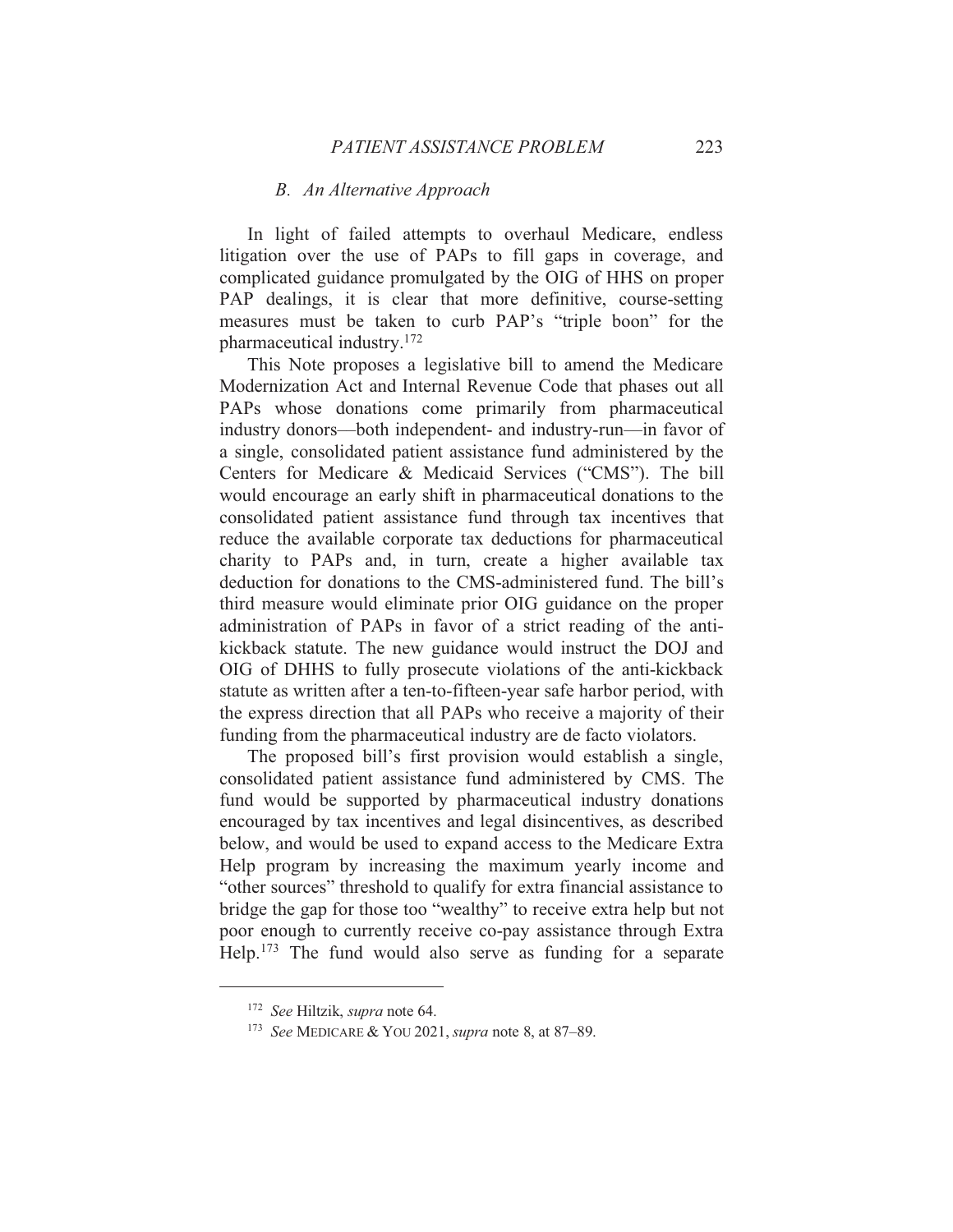### *B. An Alternative Approach*

In light of failed attempts to overhaul Medicare, endless litigation over the use of PAPs to fill gaps in coverage, and complicated guidance promulgated by the OIG of HHS on proper PAP dealings, it is clear that more definitive, course-setting measures must be taken to curb PAP's "triple boon" for the pharmaceutical industry.[172]

This Note proposes a legislative bill to amend the Medicare Modernization Act and Internal Revenue Code that phases out all PAPs whose donations come primarily from pharmaceutical industry donors—both independent- and industry-run—in favor of a single, consolidated patient assistance fund administered by the Centers for Medicare & Medicaid Services ("CMS"). The bill would encourage an early shift in pharmaceutical donations to the consolidated patient assistance fund through tax incentives that reduce the available corporate tax deductions for pharmaceutical charity to PAPs and, in turn, create a higher available tax deduction for donations to the CMS-administered fund. The bill's third measure would eliminate prior OIG guidance on the proper administration of PAPs in favor of a strict reading of the anti-kickback statute. The new guidance would instruct the DOJ and OIG of DHHS to fully prosecute violations of the anti-kickback statute as written after a ten-to-fifteen-year safe harbor period, with the express direction that all PAPs who receive a majority of their funding from the pharmaceutical industry are de facto violators.

The proposed bill's first provision would establish a single, consolidated patient assistance fund administered by CMS. The fund would be supported by pharmaceutical industry donations encouraged by tax incentives and legal disincentives, as described below, and would be used to expand access to the Medicare Extra Help program by increasing the maximum yearly income and "other sources" threshold to qualify for extra financial assistance to bridge the gap for those too "wealthy" to receive extra help but not poor enough to currently receive co-pay assistance through Extra Help.[173] The fund would also serve as funding for a separate

---

[172] *See* Hiltzik, *supra* note 64.

[173] *See* MEDICARE & YOU 2021, *supra* note 8, at 87–89.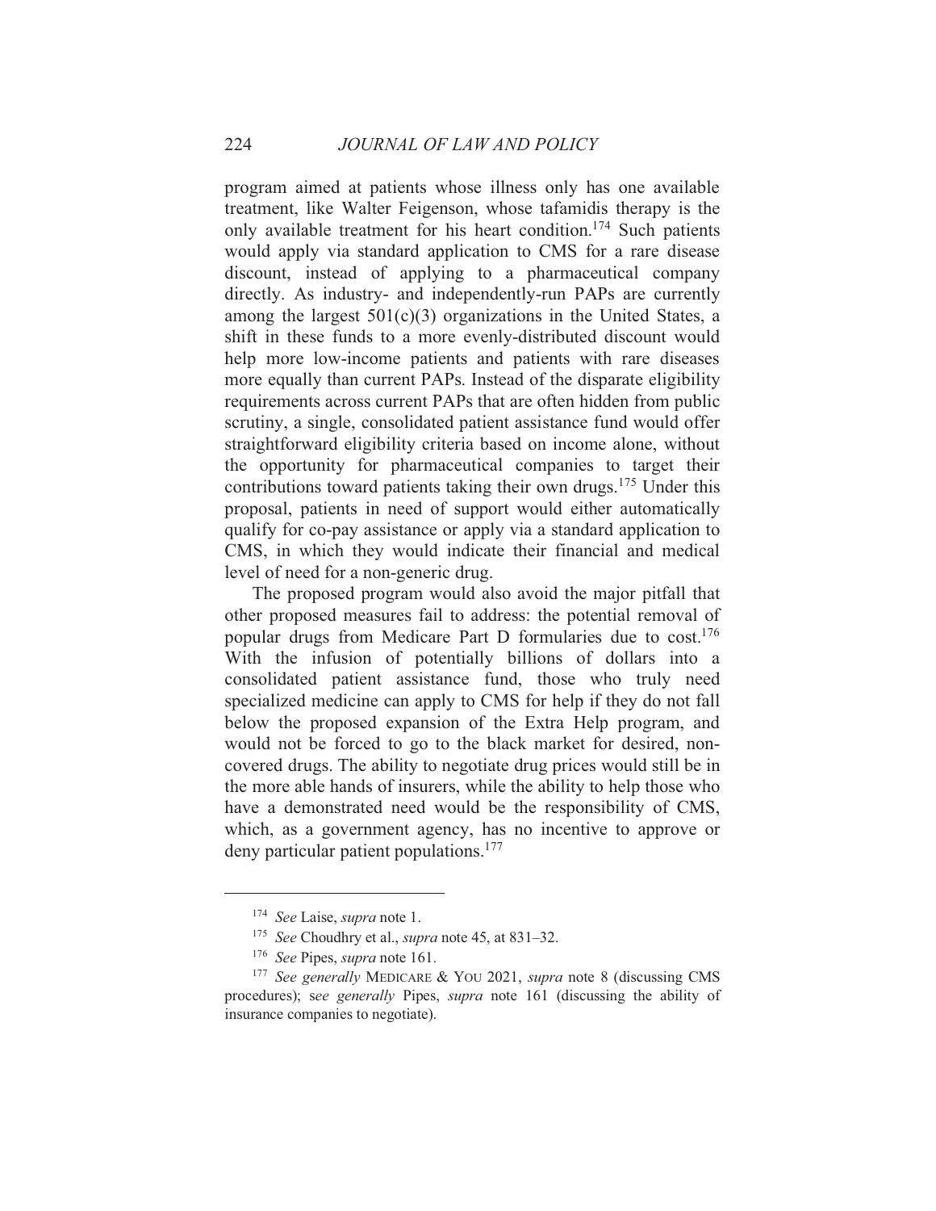program aimed at patients whose illness only has one available treatment, like Walter Feigenson, whose tafamidis therapy is the only available treatment for his heart condition.[174] Such patients would apply via standard application to CMS for a rare disease discount, instead of applying to a pharmaceutical company directly. As industry- and independently-run PAPs are currently among the largest 501(c)(3) organizations in the United States, a shift in these funds to a more evenly-distributed discount would help more low-income patients and patients with rare diseases more equally than current PAPs. Instead of the disparate eligibility requirements across current PAPs that are often hidden from public scrutiny, a single, consolidated patient assistance fund would offer straightforward eligibility criteria based on income alone, without the opportunity for pharmaceutical companies to target their contributions toward patients taking their own drugs.[175] Under this proposal, patients in need of support would either automatically qualify for co-pay assistance or apply via a standard application to CMS, in which they would indicate their financial and medical level of need for a non-generic drug.

The proposed program would also avoid the major pitfall that other proposed measures fail to address: the potential removal of popular drugs from Medicare Part D formularies due to cost.[176] With the infusion of potentially billions of dollars into a consolidated patient assistance fund, those who truly need specialized medicine can apply to CMS for help if they do not fall below the proposed expansion of the Extra Help program, and would not be forced to go to the black market for desired, non-covered drugs. The ability to negotiate drug prices would still be in the more able hands of insurers, while the ability to help those who have a demonstrated need would be the responsibility of CMS, which, as a government agency, has no incentive to approve or deny particular patient populations.[177]

---

[174] *See* Laise, *supra* note 1.

[175] *See* Choudhry et al., *supra* note 45, at 831–32.

[176] *See* Pipes, *supra* note 161.

[177] *See generally* MEDICARE & YOU 2021, *supra* note 8 (discussing CMS procedures); *see generally* Pipes, *supra* note 161 (discussing the ability of insurance companies to negotiate).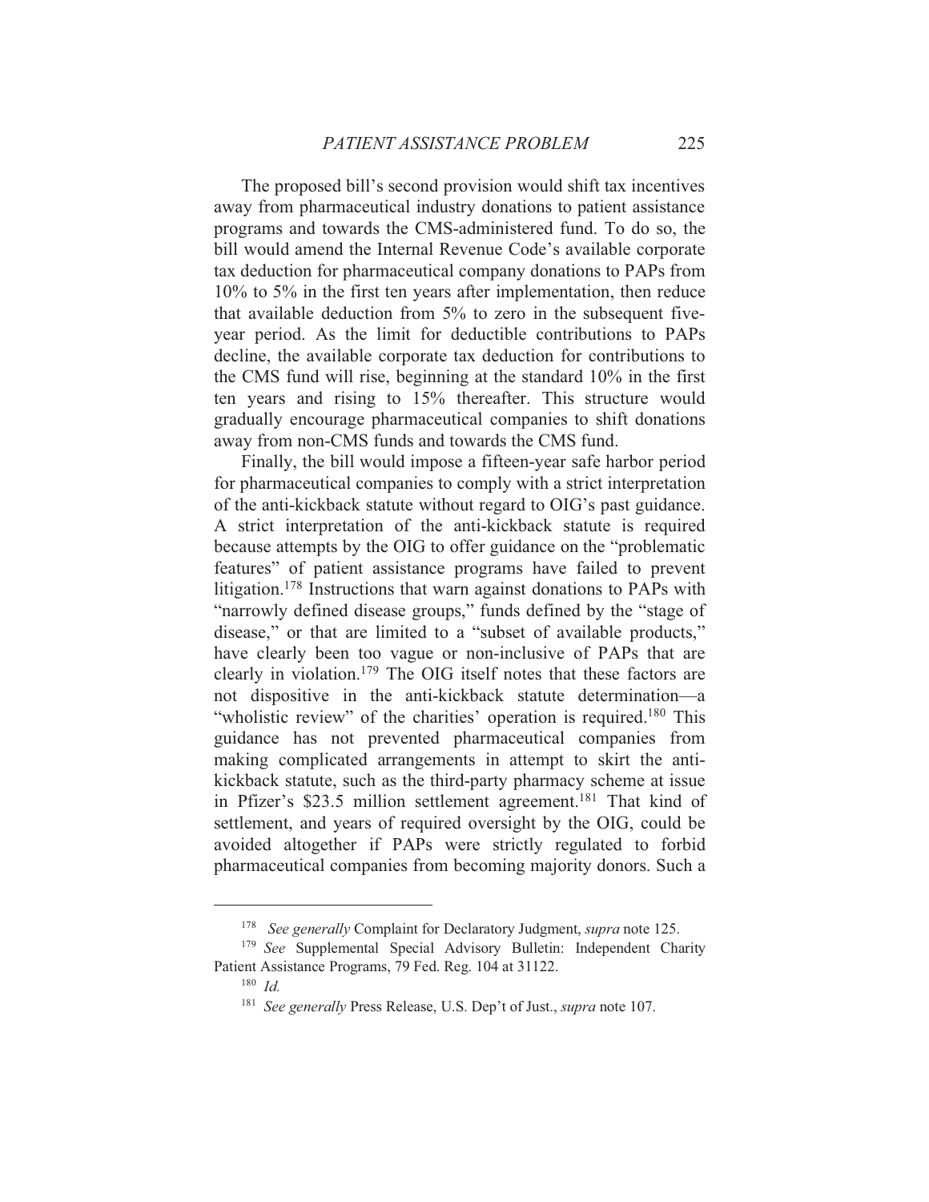The proposed bill's second provision would shift tax incentives away from pharmaceutical industry donations to patient assistance programs and towards the CMS-administered fund. To do so, the bill would amend the Internal Revenue Code's available corporate tax deduction for pharmaceutical company donations to PAPs from 10% to 5% in the first ten years after implementation, then reduce that available deduction from 5% to zero in the subsequent five-year period. As the limit for deductible contributions to PAPs decline, the available corporate tax deduction for contributions to the CMS fund will rise, beginning at the standard 10% in the first ten years and rising to 15% thereafter. This structure would gradually encourage pharmaceutical companies to shift donations away from non-CMS funds and towards the CMS fund.

Finally, the bill would impose a fifteen-year safe harbor period for pharmaceutical companies to comply with a strict interpretation of the anti-kickback statute without regard to OIG's past guidance. A strict interpretation of the anti-kickback statute is required because attempts by the OIG to offer guidance on the "problematic features" of patient assistance programs have failed to prevent litigation.[178] Instructions that warn against donations to PAPs with "narrowly defined disease groups," funds defined by the "stage of disease," or that are limited to a "subset of available products," have clearly been too vague or non-inclusive of PAPs that are clearly in violation.[179] The OIG itself notes that these factors are not dispositive in the anti-kickback statute determination—a "wholistic review" of the charities' operation is required.[180] This guidance has not prevented pharmaceutical companies from making complicated arrangements in attempt to skirt the anti-kickback statute, such as the third-party pharmacy scheme at issue in Pfizer's $23.5 million settlement agreement.[181] That kind of settlement, and years of required oversight by the OIG, could be avoided altogether if PAPs were strictly regulated to forbid pharmaceutical companies from becoming majority donors. Such a

---

[178] *See generally* Complaint for Declaratory Judgment, *supra* note 125.

[179] *See* Supplemental Special Advisory Bulletin: Independent Charity Patient Assistance Programs, 79 Fed. Reg. 104 at 31122.

[180] *Id.*

[181] *See generally* Press Release, U.S. Dep't of Just., *supra* note 107.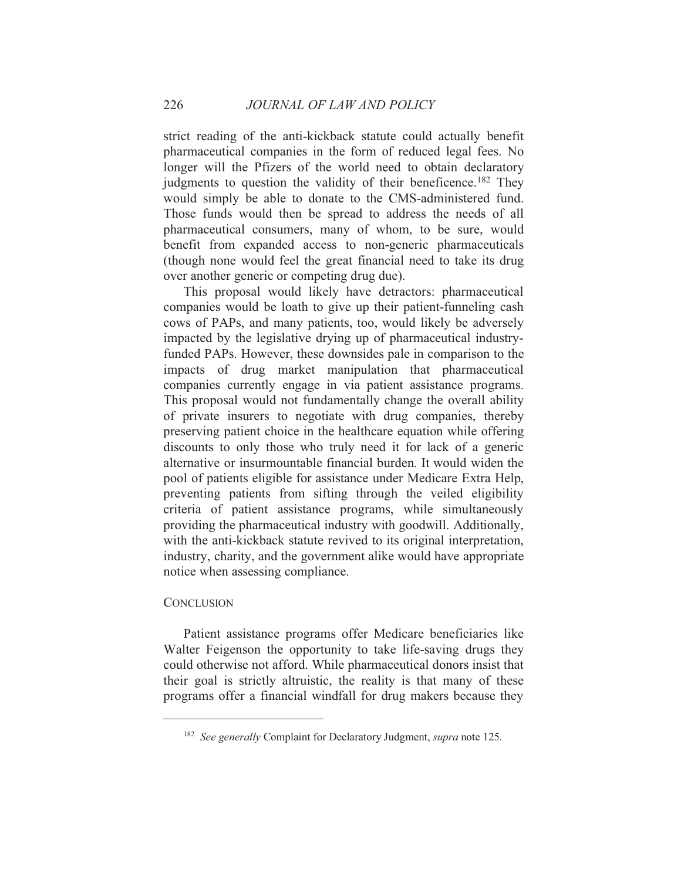strict reading of the anti-kickback statute could actually benefit pharmaceutical companies in the form of reduced legal fees. No longer will the Pfizers of the world need to obtain declaratory judgments to question the validity of their beneficence.[182] They would simply be able to donate to the CMS-administered fund. Those funds would then be spread to address the needs of all pharmaceutical consumers, many of whom, to be sure, would benefit from expanded access to non-generic pharmaceuticals (though none would feel the great financial need to take its drug over another generic or competing drug due).

This proposal would likely have detractors: pharmaceutical companies would be loath to give up their patient-funneling cash cows of PAPs, and many patients, too, would likely be adversely impacted by the legislative drying up of pharmaceutical industry-funded PAPs. However, these downsides pale in comparison to the impacts of drug market manipulation that pharmaceutical companies currently engage in via patient assistance programs. This proposal would not fundamentally change the overall ability of private insurers to negotiate with drug companies, thereby preserving patient choice in the healthcare equation while offering discounts to only those who truly need it for lack of a generic alternative or insurmountable financial burden. It would widen the pool of patients eligible for assistance under Medicare Extra Help, preventing patients from sifting through the veiled eligibility criteria of patient assistance programs, while simultaneously providing the pharmaceutical industry with goodwill. Additionally, with the anti-kickback statute revived to its original interpretation, industry, charity, and the government alike would have appropriate notice when assessing compliance.

## CONCLUSION

Patient assistance programs offer Medicare beneficiaries like Walter Feigenson the opportunity to take life-saving drugs they could otherwise not afford. While pharmaceutical donors insist that their goal is strictly altruistic, the reality is that many of these programs offer a financial windfall for drug makers because they

---

[182] *See generally* Complaint for Declaratory Judgment, *supra* note 125.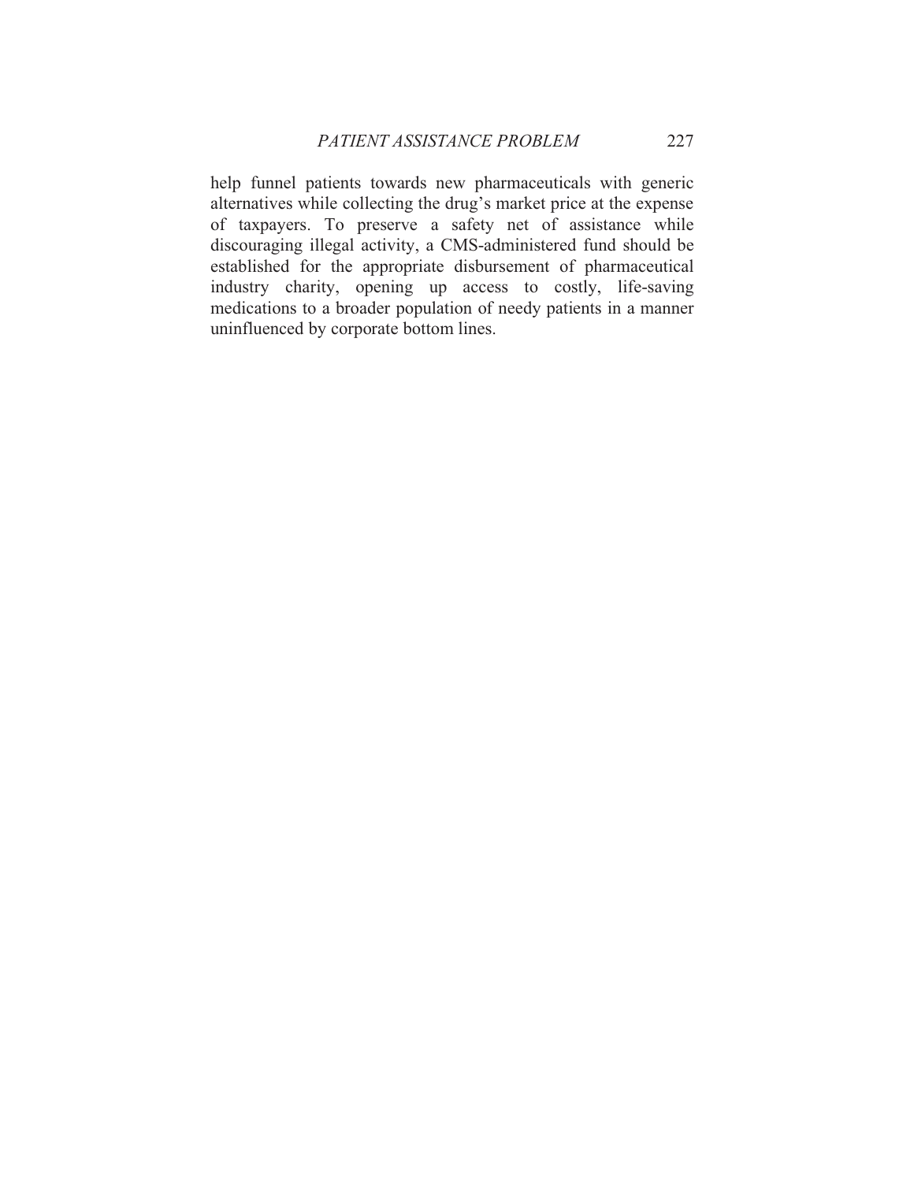help funnel patients towards new pharmaceuticals with generic alternatives while collecting the drug's market price at the expense of taxpayers. To preserve a safety net of assistance while discouraging illegal activity, a CMS-administered fund should be established for the appropriate disbursement of pharmaceutical industry charity, opening up access to costly, life-saving medications to a broader population of needy patients in a manner uninfluenced by corporate bottom lines.